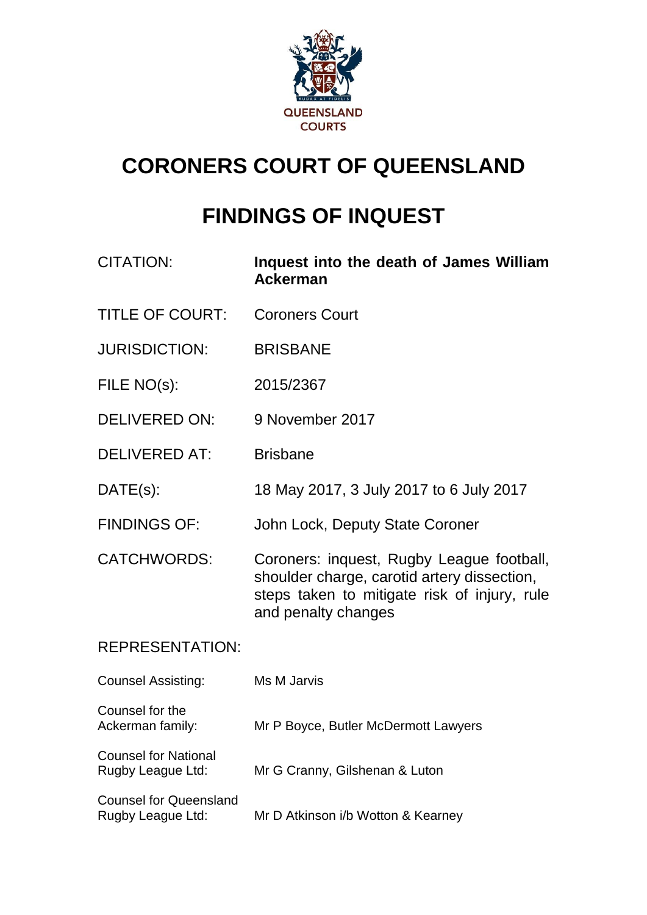QUEENSLAND COURTS

# CORONERS COURT OF QUEENSLAND

# FINDINGS OF INQUEST

| | |
|---|---|
| CITATION: | **Inquest into the death of James William Ackerman** |
| TITLE OF COURT: | Coroners Court |
| JURISDICTION: | BRISBANE |
| FILE NO(s): | 2015/2367 |
| DELIVERED ON: | 9 November 2017 |
| DELIVERED AT: | Brisbane |
| DATE(s): | 18 May 2017, 3 July 2017 to 6 July 2017 |
| FINDINGS OF: | John Lock, Deputy State Coroner |
| CATCHWORDS: | Coroners: inquest, Rugby League football, shoulder charge, carotid artery dissection, steps taken to mitigate risk of injury, rule and penalty changes |

REPRESENTATION:

| | |
|---|---|
| Counsel Assisting: | Ms M Jarvis |
| Counsel for the Ackerman family: | Mr P Boyce, Butler McDermott Lawyers |
| Counsel for National Rugby League Ltd: | Mr G Cranny, Gilshenan & Luton |
| Counsel for Queensland Rugby League Ltd: | Mr D Atkinson i/b Wotton & Kearney |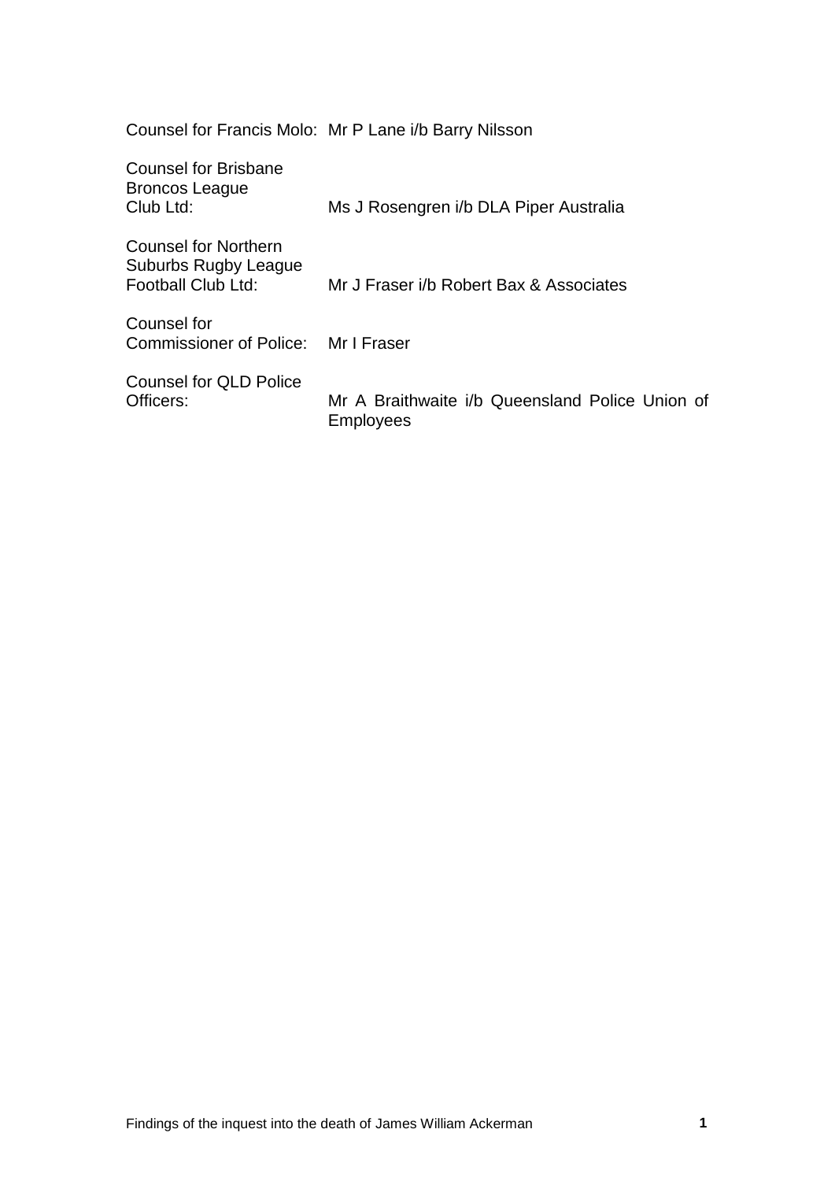| | |
|---|---|
| Counsel for Francis Molo: | Mr P Lane i/b Barry Nilsson |
| Counsel for Brisbane Broncos League Club Ltd: | Ms J Rosengren i/b DLA Piper Australia |
| Counsel for Northern Suburbs Rugby League Football Club Ltd: | Mr J Fraser i/b Robert Bax & Associates |
| Counsel for Commissioner of Police: | Mr I Fraser |
| Counsel for QLD Police Officers: | Mr A Braithwaite i/b Queensland Police Union of Employees |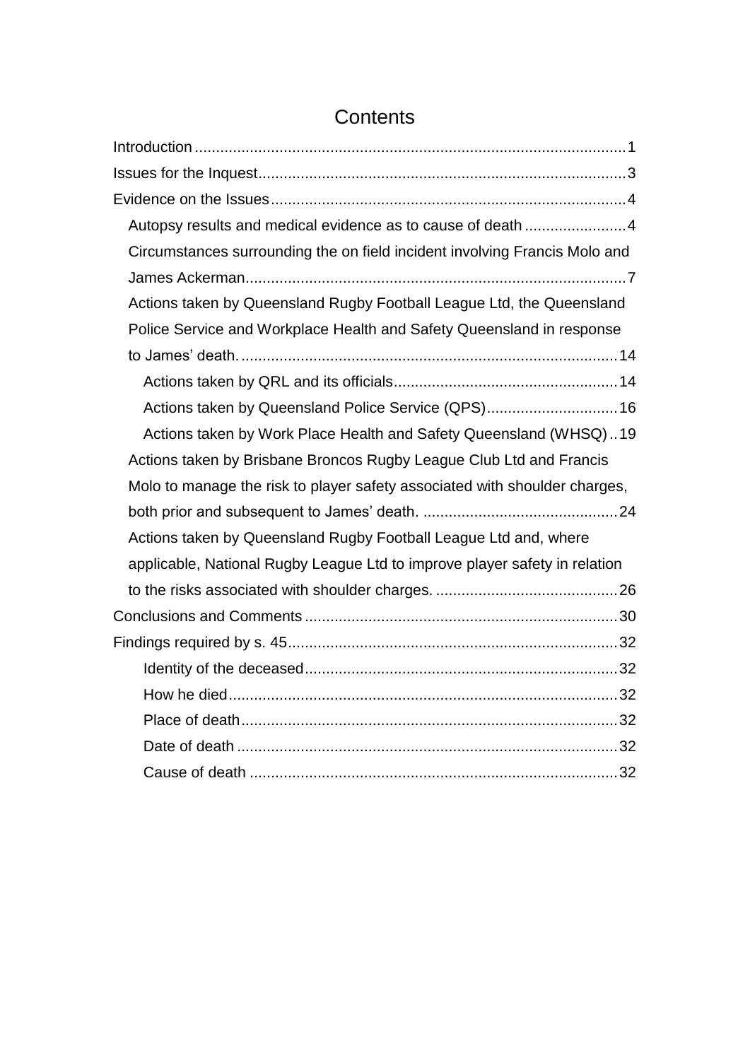# Contents

- Introduction ..... 1
- Issues for the Inquest ..... 3
- Evidence on the Issues ..... 4
  - Autopsy results and medical evidence as to cause of death ..... 4
  - Circumstances surrounding the on field incident involving Francis Molo and James Ackerman ..... 7
  - Actions taken by Queensland Rugby Football League Ltd, the Queensland Police Service and Workplace Health and Safety Queensland in response to James' death. ..... 14
    - Actions taken by QRL and its officials ..... 14
    - Actions taken by Queensland Police Service (QPS) ..... 16
    - Actions taken by Work Place Health and Safety Queensland (WHSQ) ..... 19
  - Actions taken by Brisbane Broncos Rugby League Club Ltd and Francis Molo to manage the risk to player safety associated with shoulder charges, both prior and subsequent to James' death. ..... 24
  - Actions taken by Queensland Rugby Football League Ltd and, where applicable, National Rugby League Ltd to improve player safety in relation to the risks associated with shoulder charges. ..... 26
- Conclusions and Comments ..... 30
- Findings required by s. 45 ..... 32
    - Identity of the deceased ..... 32
    - How he died ..... 32
    - Place of death ..... 32
    - Date of death ..... 32
    - Cause of death ..... 32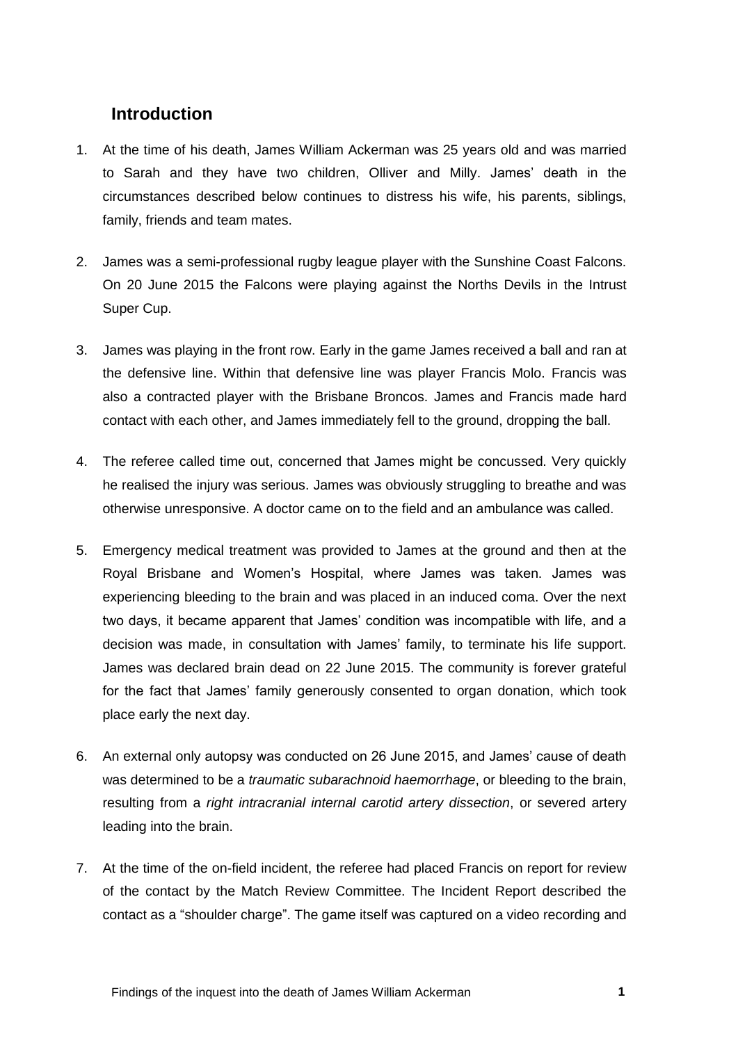## Introduction

1. At the time of his death, James William Ackerman was 25 years old and was married to Sarah and they have two children, Olliver and Milly. James' death in the circumstances described below continues to distress his wife, his parents, siblings, family, friends and team mates.

2. James was a semi-professional rugby league player with the Sunshine Coast Falcons. On 20 June 2015 the Falcons were playing against the Norths Devils in the Intrust Super Cup.

3. James was playing in the front row. Early in the game James received a ball and ran at the defensive line. Within that defensive line was player Francis Molo. Francis was also a contracted player with the Brisbane Broncos. James and Francis made hard contact with each other, and James immediately fell to the ground, dropping the ball.

4. The referee called time out, concerned that James might be concussed. Very quickly he realised the injury was serious. James was obviously struggling to breathe and was otherwise unresponsive. A doctor came on to the field and an ambulance was called.

5. Emergency medical treatment was provided to James at the ground and then at the Royal Brisbane and Women's Hospital, where James was taken. James was experiencing bleeding to the brain and was placed in an induced coma. Over the next two days, it became apparent that James' condition was incompatible with life, and a decision was made, in consultation with James' family, to terminate his life support. James was declared brain dead on 22 June 2015. The community is forever grateful for the fact that James' family generously consented to organ donation, which took place early the next day.

6. An external only autopsy was conducted on 26 June 2015, and James' cause of death was determined to be a *traumatic subarachnoid haemorrhage*, or bleeding to the brain, resulting from a *right intracranial internal carotid artery dissection*, or severed artery leading into the brain.

7. At the time of the on-field incident, the referee had placed Francis on report for review of the contact by the Match Review Committee. The Incident Report described the contact as a "shoulder charge". The game itself was captured on a video recording and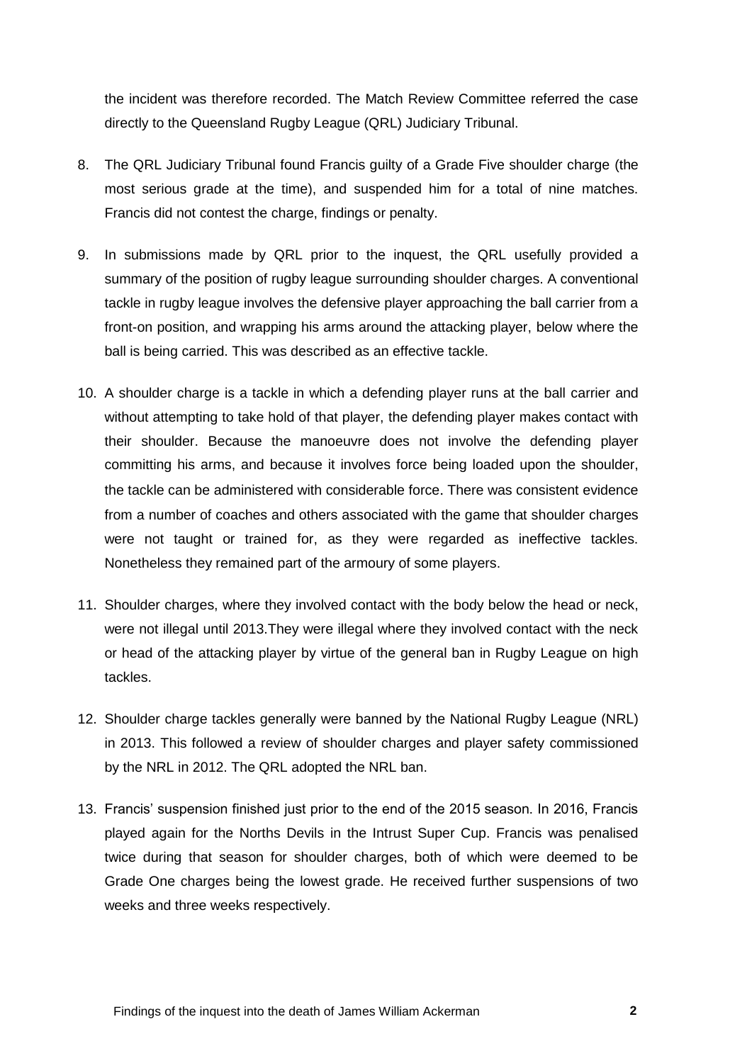the incident was therefore recorded. The Match Review Committee referred the case directly to the Queensland Rugby League (QRL) Judiciary Tribunal.

8. The QRL Judiciary Tribunal found Francis guilty of a Grade Five shoulder charge (the most serious grade at the time), and suspended him for a total of nine matches. Francis did not contest the charge, findings or penalty.

9. In submissions made by QRL prior to the inquest, the QRL usefully provided a summary of the position of rugby league surrounding shoulder charges. A conventional tackle in rugby league involves the defensive player approaching the ball carrier from a front-on position, and wrapping his arms around the attacking player, below where the ball is being carried. This was described as an effective tackle.

10. A shoulder charge is a tackle in which a defending player runs at the ball carrier and without attempting to take hold of that player, the defending player makes contact with their shoulder. Because the manoeuvre does not involve the defending player committing his arms, and because it involves force being loaded upon the shoulder, the tackle can be administered with considerable force. There was consistent evidence from a number of coaches and others associated with the game that shoulder charges were not taught or trained for, as they were regarded as ineffective tackles. Nonetheless they remained part of the armoury of some players.

11. Shoulder charges, where they involved contact with the body below the head or neck, were not illegal until 2013.They were illegal where they involved contact with the neck or head of the attacking player by virtue of the general ban in Rugby League on high tackles.

12. Shoulder charge tackles generally were banned by the National Rugby League (NRL) in 2013. This followed a review of shoulder charges and player safety commissioned by the NRL in 2012. The QRL adopted the NRL ban.

13. Francis' suspension finished just prior to the end of the 2015 season. In 2016, Francis played again for the Norths Devils in the Intrust Super Cup. Francis was penalised twice during that season for shoulder charges, both of which were deemed to be Grade One charges being the lowest grade. He received further suspensions of two weeks and three weeks respectively.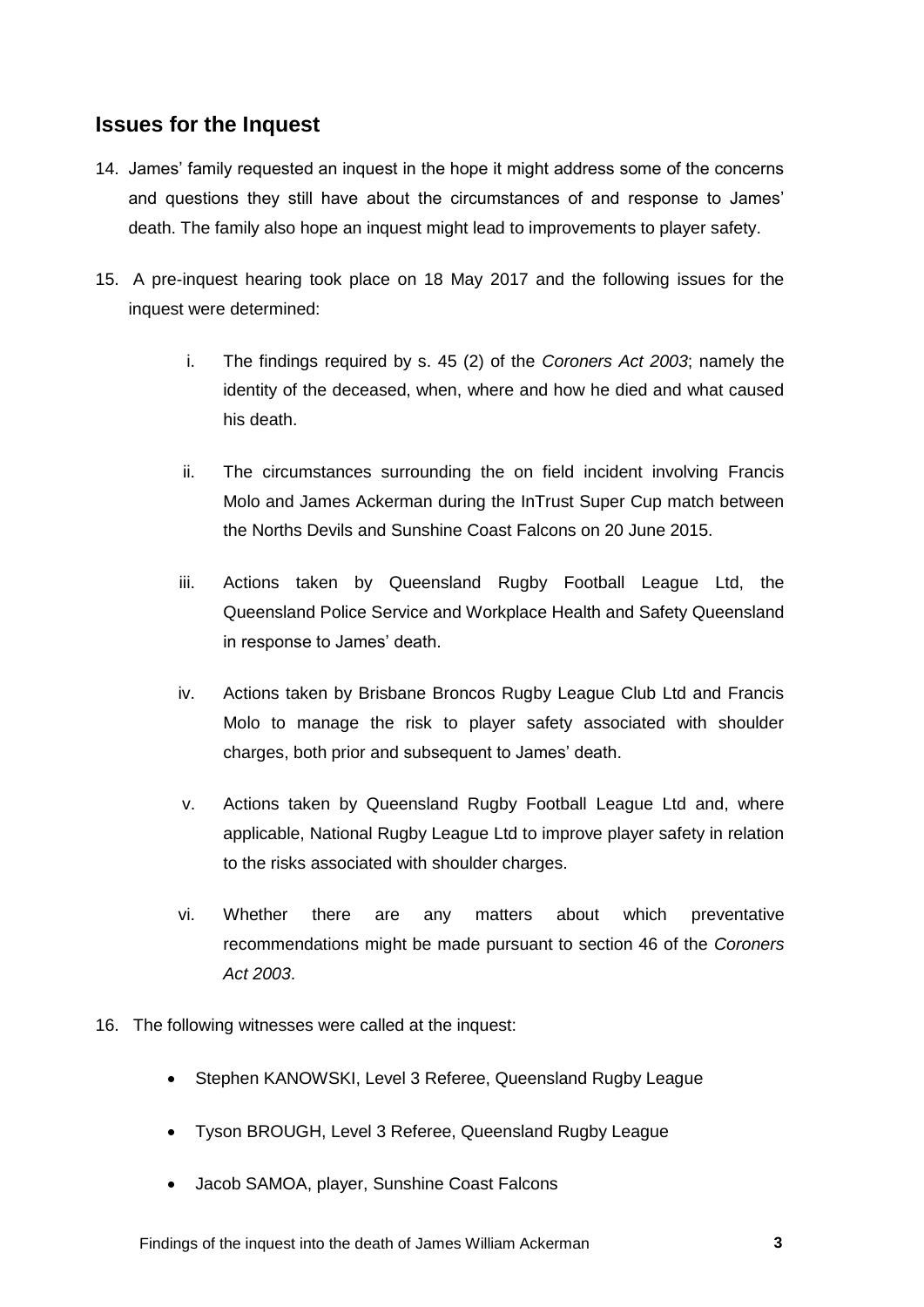## Issues for the Inquest

14. James' family requested an inquest in the hope it might address some of the concerns and questions they still have about the circumstances of and response to James' death. The family also hope an inquest might lead to improvements to player safety.

15. A pre-inquest hearing took place on 18 May 2017 and the following issues for the inquest were determined:

    i. The findings required by s. 45 (2) of the *Coroners Act 2003*; namely the identity of the deceased, when, where and how he died and what caused his death.

    ii. The circumstances surrounding the on field incident involving Francis Molo and James Ackerman during the InTrust Super Cup match between the Norths Devils and Sunshine Coast Falcons on 20 June 2015.

    iii. Actions taken by Queensland Rugby Football League Ltd, the Queensland Police Service and Workplace Health and Safety Queensland in response to James' death.

    iv. Actions taken by Brisbane Broncos Rugby League Club Ltd and Francis Molo to manage the risk to player safety associated with shoulder charges, both prior and subsequent to James' death.

    v. Actions taken by Queensland Rugby Football League Ltd and, where applicable, National Rugby League Ltd to improve player safety in relation to the risks associated with shoulder charges.

    vi. Whether there are any matters about which preventative recommendations might be made pursuant to section 46 of the *Coroners Act 2003*.

16. The following witnesses were called at the inquest:

    - Stephen KANOWSKI, Level 3 Referee, Queensland Rugby League
    - Tyson BROUGH, Level 3 Referee, Queensland Rugby League
    - Jacob SAMOA, player, Sunshine Coast Falcons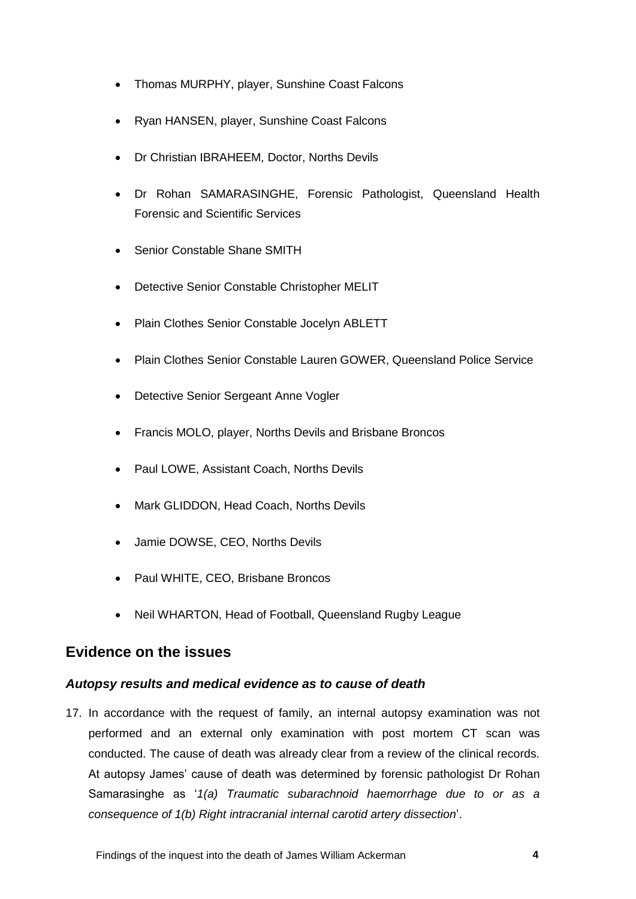- Thomas MURPHY, player, Sunshine Coast Falcons
- Ryan HANSEN, player, Sunshine Coast Falcons
- Dr Christian IBRAHEEM, Doctor, Norths Devils
- Dr Rohan SAMARASINGHE, Forensic Pathologist, Queensland Health Forensic and Scientific Services
- Senior Constable Shane SMITH
- Detective Senior Constable Christopher MELIT
- Plain Clothes Senior Constable Jocelyn ABLETT
- Plain Clothes Senior Constable Lauren GOWER, Queensland Police Service
- Detective Senior Sergeant Anne Vogler
- Francis MOLO, player, Norths Devils and Brisbane Broncos
- Paul LOWE, Assistant Coach, Norths Devils
- Mark GLIDDON, Head Coach, Norths Devils
- Jamie DOWSE, CEO, Norths Devils
- Paul WHITE, CEO, Brisbane Broncos
- Neil WHARTON, Head of Football, Queensland Rugby League

## Evidence on the issues

### *Autopsy results and medical evidence as to cause of death*

17. In accordance with the request of family, an internal autopsy examination was not performed and an external only examination with post mortem CT scan was conducted. The cause of death was already clear from a review of the clinical records. At autopsy James' cause of death was determined by forensic pathologist Dr Rohan Samarasinghe as '*1(a) Traumatic subarachnoid haemorrhage due to or as a consequence of 1(b) Right intracranial internal carotid artery dissection*'.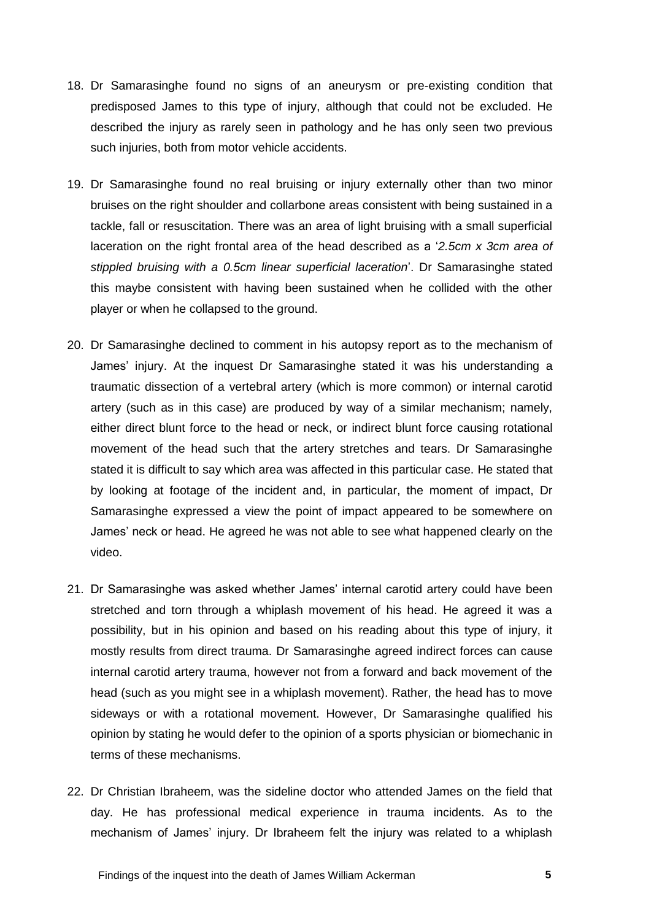18. Dr Samarasinghe found no signs of an aneurysm or pre-existing condition that predisposed James to this type of injury, although that could not be excluded. He described the injury as rarely seen in pathology and he has only seen two previous such injuries, both from motor vehicle accidents.

19. Dr Samarasinghe found no real bruising or injury externally other than two minor bruises on the right shoulder and collarbone areas consistent with being sustained in a tackle, fall or resuscitation. There was an area of light bruising with a small superficial laceration on the right frontal area of the head described as a '*2.5cm x 3cm area of stippled bruising with a 0.5cm linear superficial laceration*'. Dr Samarasinghe stated this maybe consistent with having been sustained when he collided with the other player or when he collapsed to the ground.

20. Dr Samarasinghe declined to comment in his autopsy report as to the mechanism of James' injury. At the inquest Dr Samarasinghe stated it was his understanding a traumatic dissection of a vertebral artery (which is more common) or internal carotid artery (such as in this case) are produced by way of a similar mechanism; namely, either direct blunt force to the head or neck, or indirect blunt force causing rotational movement of the head such that the artery stretches and tears. Dr Samarasinghe stated it is difficult to say which area was affected in this particular case. He stated that by looking at footage of the incident and, in particular, the moment of impact, Dr Samarasinghe expressed a view the point of impact appeared to be somewhere on James' neck or head. He agreed he was not able to see what happened clearly on the video.

21. Dr Samarasinghe was asked whether James' internal carotid artery could have been stretched and torn through a whiplash movement of his head. He agreed it was a possibility, but in his opinion and based on his reading about this type of injury, it mostly results from direct trauma. Dr Samarasinghe agreed indirect forces can cause internal carotid artery trauma, however not from a forward and back movement of the head (such as you might see in a whiplash movement). Rather, the head has to move sideways or with a rotational movement. However, Dr Samarasinghe qualified his opinion by stating he would defer to the opinion of a sports physician or biomechanic in terms of these mechanisms.

22. Dr Christian Ibraheem, was the sideline doctor who attended James on the field that day. He has professional medical experience in trauma incidents. As to the mechanism of James' injury. Dr Ibraheem felt the injury was related to a whiplash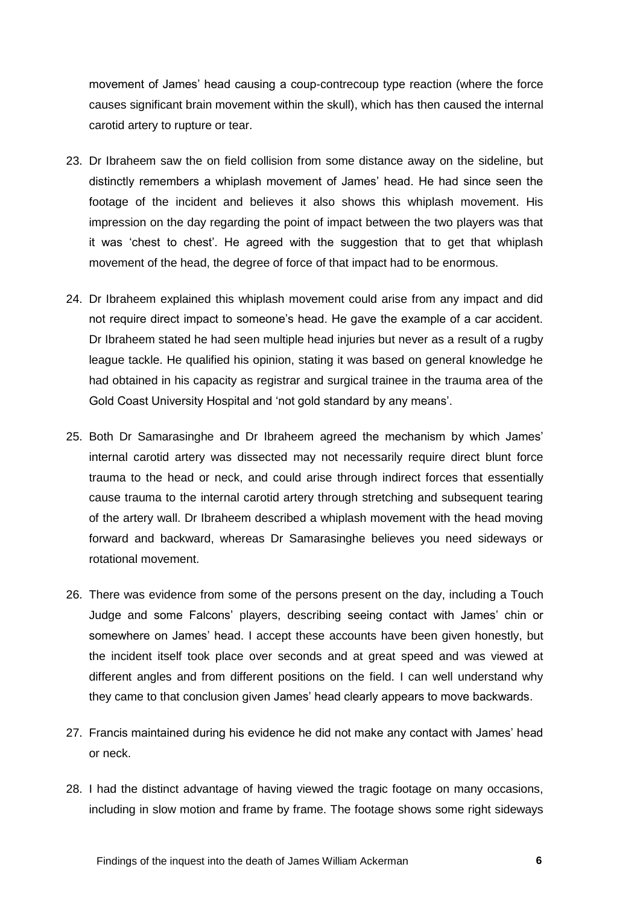movement of James' head causing a coup-contrecoup type reaction (where the force causes significant brain movement within the skull), which has then caused the internal carotid artery to rupture or tear.

23. Dr Ibraheem saw the on field collision from some distance away on the sideline, but distinctly remembers a whiplash movement of James' head. He had since seen the footage of the incident and believes it also shows this whiplash movement. His impression on the day regarding the point of impact between the two players was that it was 'chest to chest'. He agreed with the suggestion that to get that whiplash movement of the head, the degree of force of that impact had to be enormous.

24. Dr Ibraheem explained this whiplash movement could arise from any impact and did not require direct impact to someone's head. He gave the example of a car accident. Dr Ibraheem stated he had seen multiple head injuries but never as a result of a rugby league tackle. He qualified his opinion, stating it was based on general knowledge he had obtained in his capacity as registrar and surgical trainee in the trauma area of the Gold Coast University Hospital and 'not gold standard by any means'.

25. Both Dr Samarasinghe and Dr Ibraheem agreed the mechanism by which James' internal carotid artery was dissected may not necessarily require direct blunt force trauma to the head or neck, and could arise through indirect forces that essentially cause trauma to the internal carotid artery through stretching and subsequent tearing of the artery wall. Dr Ibraheem described a whiplash movement with the head moving forward and backward, whereas Dr Samarasinghe believes you need sideways or rotational movement.

26. There was evidence from some of the persons present on the day, including a Touch Judge and some Falcons' players, describing seeing contact with James' chin or somewhere on James' head. I accept these accounts have been given honestly, but the incident itself took place over seconds and at great speed and was viewed at different angles and from different positions on the field. I can well understand why they came to that conclusion given James' head clearly appears to move backwards.

27. Francis maintained during his evidence he did not make any contact with James' head or neck.

28. I had the distinct advantage of having viewed the tragic footage on many occasions, including in slow motion and frame by frame. The footage shows some right sideways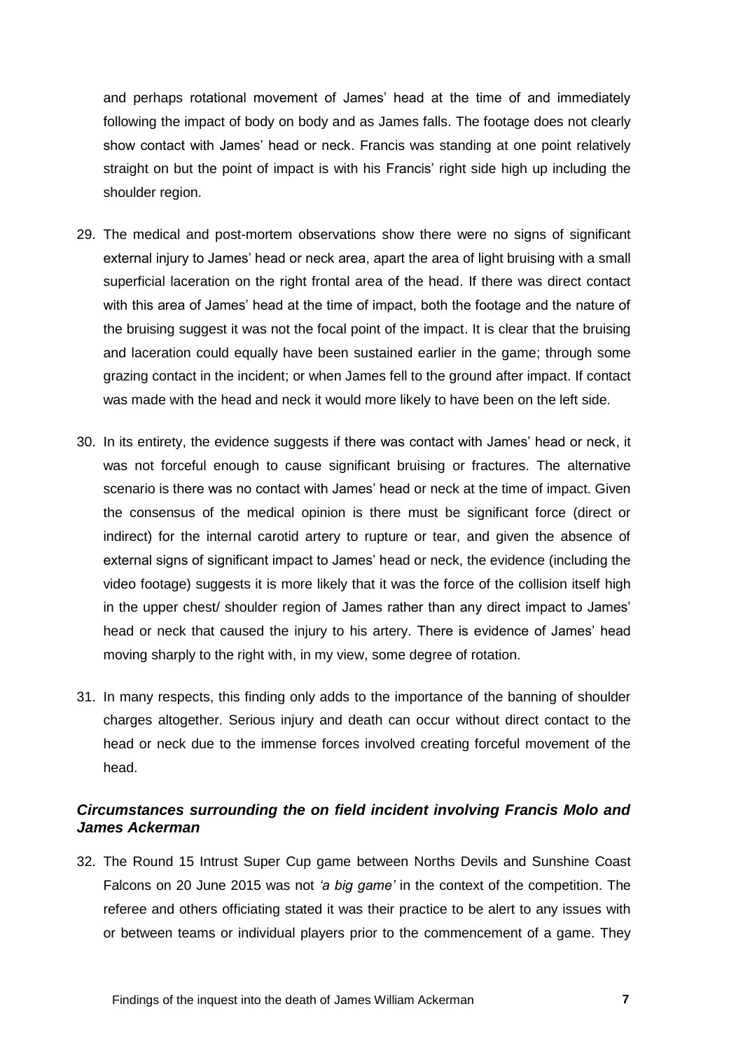and perhaps rotational movement of James' head at the time of and immediately following the impact of body on body and as James falls. The footage does not clearly show contact with James' head or neck. Francis was standing at one point relatively straight on but the point of impact is with his Francis' right side high up including the shoulder region.

29. The medical and post-mortem observations show there were no signs of significant external injury to James' head or neck area, apart the area of light bruising with a small superficial laceration on the right frontal area of the head. If there was direct contact with this area of James' head at the time of impact, both the footage and the nature of the bruising suggest it was not the focal point of the impact. It is clear that the bruising and laceration could equally have been sustained earlier in the game; through some grazing contact in the incident; or when James fell to the ground after impact. If contact was made with the head and neck it would more likely to have been on the left side.

30. In its entirety, the evidence suggests if there was contact with James' head or neck, it was not forceful enough to cause significant bruising or fractures. The alternative scenario is there was no contact with James' head or neck at the time of impact. Given the consensus of the medical opinion is there must be significant force (direct or indirect) for the internal carotid artery to rupture or tear, and given the absence of external signs of significant impact to James' head or neck, the evidence (including the video footage) suggests it is more likely that it was the force of the collision itself high in the upper chest/ shoulder region of James rather than any direct impact to James' head or neck that caused the injury to his artery. There is evidence of James' head moving sharply to the right with, in my view, some degree of rotation.

31. In many respects, this finding only adds to the importance of the banning of shoulder charges altogether. Serious injury and death can occur without direct contact to the head or neck due to the immense forces involved creating forceful movement of the head.

### *Circumstances surrounding the on field incident involving Francis Molo and James Ackerman*

32. The Round 15 Intrust Super Cup game between Norths Devils and Sunshine Coast Falcons on 20 June 2015 was not *'a big game'* in the context of the competition. The referee and others officiating stated it was their practice to be alert to any issues with or between teams or individual players prior to the commencement of a game. They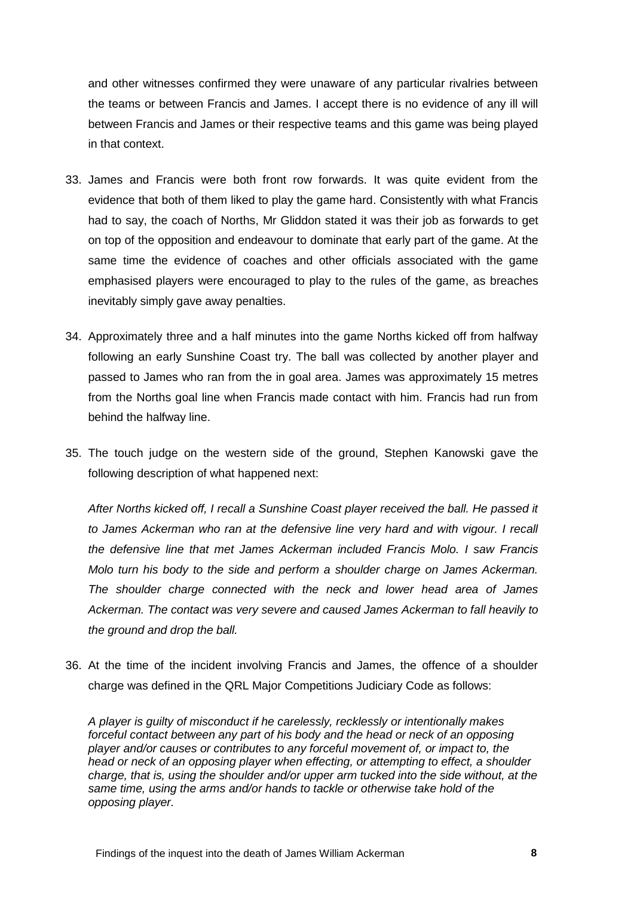and other witnesses confirmed they were unaware of any particular rivalries between the teams or between Francis and James. I accept there is no evidence of any ill will between Francis and James or their respective teams and this game was being played in that context.

33. James and Francis were both front row forwards. It was quite evident from the evidence that both of them liked to play the game hard. Consistently with what Francis had to say, the coach of Norths, Mr Gliddon stated it was their job as forwards to get on top of the opposition and endeavour to dominate that early part of the game. At the same time the evidence of coaches and other officials associated with the game emphasised players were encouraged to play to the rules of the game, as breaches inevitably simply gave away penalties.

34. Approximately three and a half minutes into the game Norths kicked off from halfway following an early Sunshine Coast try. The ball was collected by another player and passed to James who ran from the in goal area. James was approximately 15 metres from the Norths goal line when Francis made contact with him. Francis had run from behind the halfway line.

35. The touch judge on the western side of the ground, Stephen Kanowski gave the following description of what happened next:

    *After Norths kicked off, I recall a Sunshine Coast player received the ball. He passed it to James Ackerman who ran at the defensive line very hard and with vigour. I recall the defensive line that met James Ackerman included Francis Molo. I saw Francis Molo turn his body to the side and perform a shoulder charge on James Ackerman. The shoulder charge connected with the neck and lower head area of James Ackerman. The contact was very severe and caused James Ackerman to fall heavily to the ground and drop the ball.*

36. At the time of the incident involving Francis and James, the offence of a shoulder charge was defined in the QRL Major Competitions Judiciary Code as follows:

    *A player is guilty of misconduct if he carelessly, recklessly or intentionally makes forceful contact between any part of his body and the head or neck of an opposing player and/or causes or contributes to any forceful movement of, or impact to, the head or neck of an opposing player when effecting, or attempting to effect, a shoulder charge, that is, using the shoulder and/or upper arm tucked into the side without, at the same time, using the arms and/or hands to tackle or otherwise take hold of the opposing player.*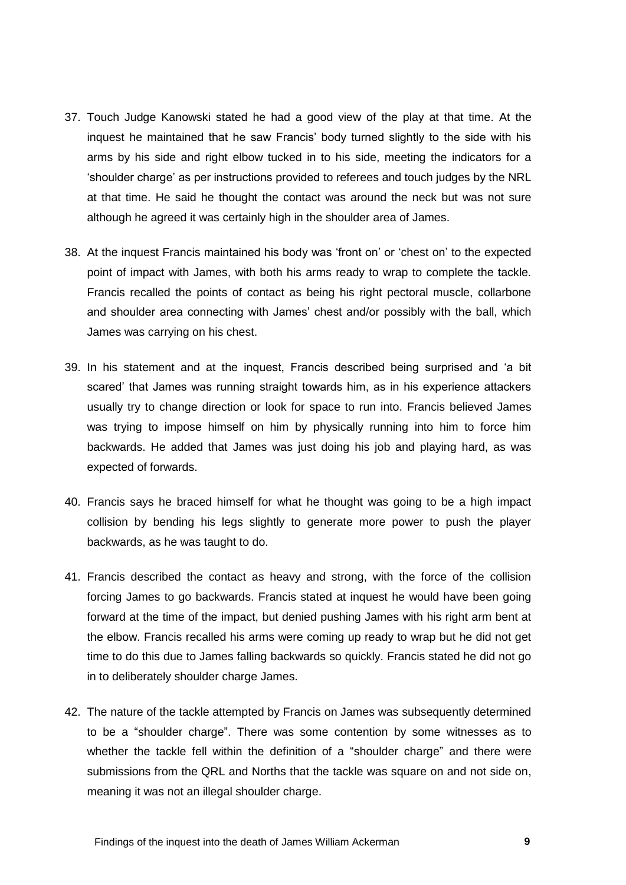37. Touch Judge Kanowski stated he had a good view of the play at that time. At the inquest he maintained that he saw Francis' body turned slightly to the side with his arms by his side and right elbow tucked in to his side, meeting the indicators for a 'shoulder charge' as per instructions provided to referees and touch judges by the NRL at that time. He said he thought the contact was around the neck but was not sure although he agreed it was certainly high in the shoulder area of James.

38. At the inquest Francis maintained his body was 'front on' or 'chest on' to the expected point of impact with James, with both his arms ready to wrap to complete the tackle. Francis recalled the points of contact as being his right pectoral muscle, collarbone and shoulder area connecting with James' chest and/or possibly with the ball, which James was carrying on his chest.

39. In his statement and at the inquest, Francis described being surprised and 'a bit scared' that James was running straight towards him, as in his experience attackers usually try to change direction or look for space to run into. Francis believed James was trying to impose himself on him by physically running into him to force him backwards. He added that James was just doing his job and playing hard, as was expected of forwards.

40. Francis says he braced himself for what he thought was going to be a high impact collision by bending his legs slightly to generate more power to push the player backwards, as he was taught to do.

41. Francis described the contact as heavy and strong, with the force of the collision forcing James to go backwards. Francis stated at inquest he would have been going forward at the time of the impact, but denied pushing James with his right arm bent at the elbow. Francis recalled his arms were coming up ready to wrap but he did not get time to do this due to James falling backwards so quickly. Francis stated he did not go in to deliberately shoulder charge James.

42. The nature of the tackle attempted by Francis on James was subsequently determined to be a "shoulder charge". There was some contention by some witnesses as to whether the tackle fell within the definition of a "shoulder charge" and there were submissions from the QRL and Norths that the tackle was square on and not side on, meaning it was not an illegal shoulder charge.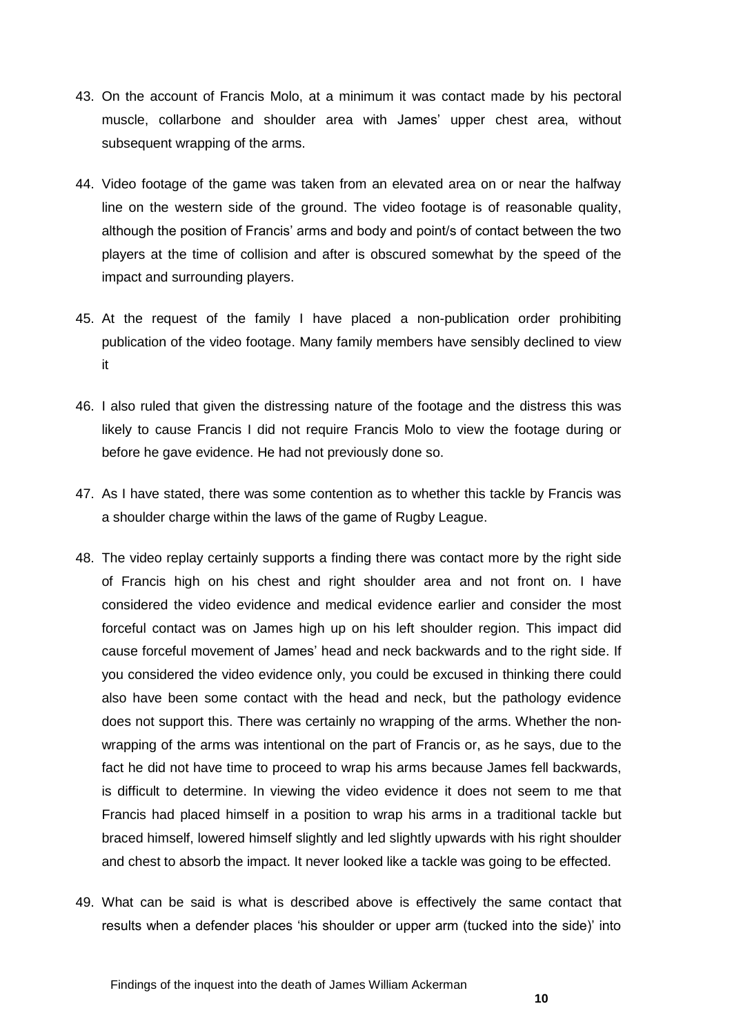43. On the account of Francis Molo, at a minimum it was contact made by his pectoral muscle, collarbone and shoulder area with James' upper chest area, without subsequent wrapping of the arms.

44. Video footage of the game was taken from an elevated area on or near the halfway line on the western side of the ground. The video footage is of reasonable quality, although the position of Francis' arms and body and point/s of contact between the two players at the time of collision and after is obscured somewhat by the speed of the impact and surrounding players.

45. At the request of the family I have placed a non-publication order prohibiting publication of the video footage. Many family members have sensibly declined to view it

46. I also ruled that given the distressing nature of the footage and the distress this was likely to cause Francis I did not require Francis Molo to view the footage during or before he gave evidence. He had not previously done so.

47. As I have stated, there was some contention as to whether this tackle by Francis was a shoulder charge within the laws of the game of Rugby League.

48. The video replay certainly supports a finding there was contact more by the right side of Francis high on his chest and right shoulder area and not front on. I have considered the video evidence and medical evidence earlier and consider the most forceful contact was on James high up on his left shoulder region. This impact did cause forceful movement of James' head and neck backwards and to the right side. If you considered the video evidence only, you could be excused in thinking there could also have been some contact with the head and neck, but the pathology evidence does not support this. There was certainly no wrapping of the arms. Whether the non-wrapping of the arms was intentional on the part of Francis or, as he says, due to the fact he did not have time to proceed to wrap his arms because James fell backwards, is difficult to determine. In viewing the video evidence it does not seem to me that Francis had placed himself in a position to wrap his arms in a traditional tackle but braced himself, lowered himself slightly and led slightly upwards with his right shoulder and chest to absorb the impact. It never looked like a tackle was going to be effected.

49. What can be said is what is described above is effectively the same contact that results when a defender places 'his shoulder or upper arm (tucked into the side)' into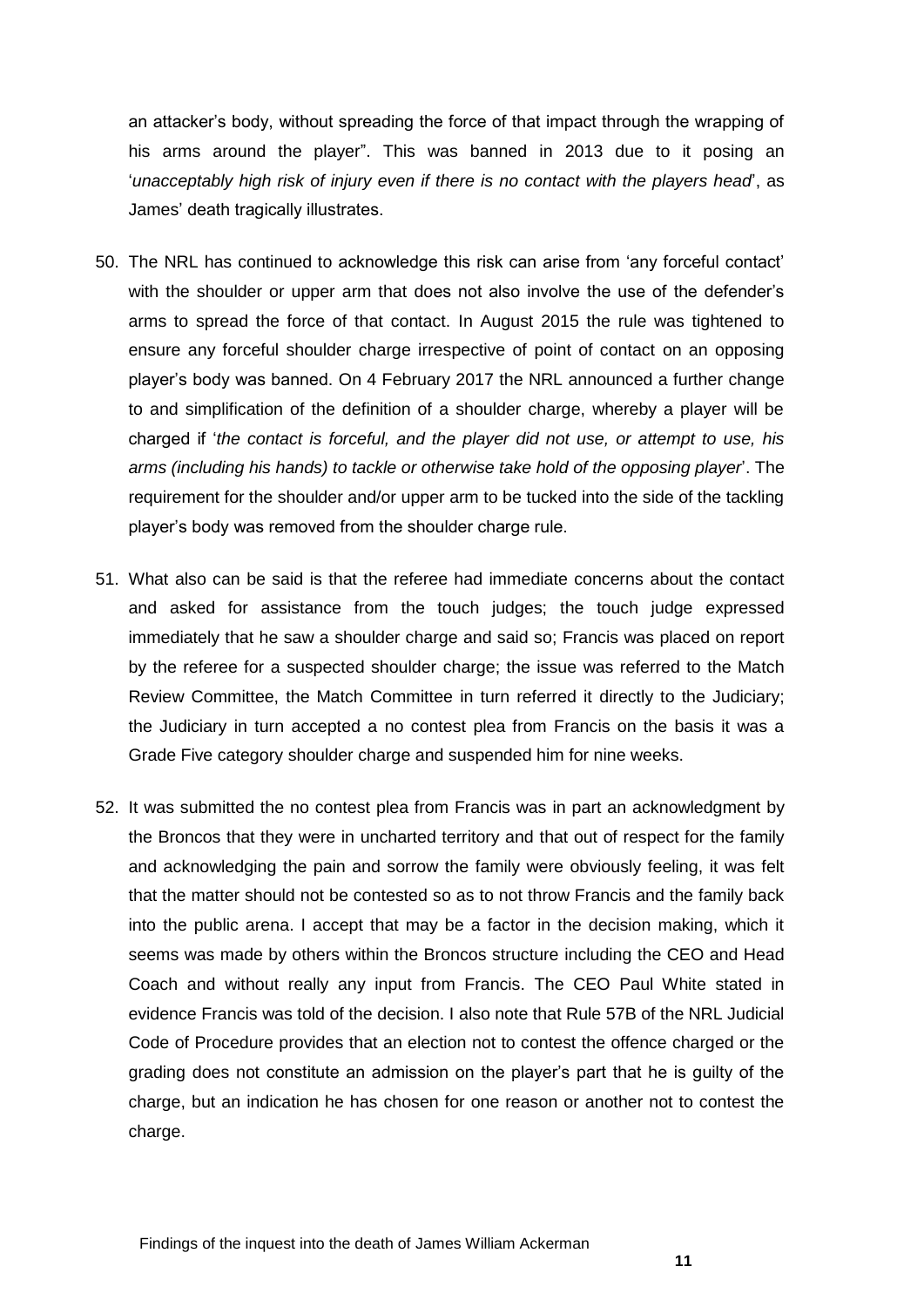an attacker's body, without spreading the force of that impact through the wrapping of his arms around the player". This was banned in 2013 due to it posing an '*unacceptably high risk of injury even if there is no contact with the players head*', as James' death tragically illustrates.

50. The NRL has continued to acknowledge this risk can arise from 'any forceful contact' with the shoulder or upper arm that does not also involve the use of the defender's arms to spread the force of that contact. In August 2015 the rule was tightened to ensure any forceful shoulder charge irrespective of point of contact on an opposing player's body was banned. On 4 February 2017 the NRL announced a further change to and simplification of the definition of a shoulder charge, whereby a player will be charged if '*the contact is forceful, and the player did not use, or attempt to use, his arms (including his hands) to tackle or otherwise take hold of the opposing player*'. The requirement for the shoulder and/or upper arm to be tucked into the side of the tackling player's body was removed from the shoulder charge rule.

51. What also can be said is that the referee had immediate concerns about the contact and asked for assistance from the touch judges; the touch judge expressed immediately that he saw a shoulder charge and said so; Francis was placed on report by the referee for a suspected shoulder charge; the issue was referred to the Match Review Committee, the Match Committee in turn referred it directly to the Judiciary; the Judiciary in turn accepted a no contest plea from Francis on the basis it was a Grade Five category shoulder charge and suspended him for nine weeks.

52. It was submitted the no contest plea from Francis was in part an acknowledgment by the Broncos that they were in uncharted territory and that out of respect for the family and acknowledging the pain and sorrow the family were obviously feeling, it was felt that the matter should not be contested so as to not throw Francis and the family back into the public arena. I accept that may be a factor in the decision making, which it seems was made by others within the Broncos structure including the CEO and Head Coach and without really any input from Francis. The CEO Paul White stated in evidence Francis was told of the decision. I also note that Rule 57B of the NRL Judicial Code of Procedure provides that an election not to contest the offence charged or the grading does not constitute an admission on the player's part that he is guilty of the charge, but an indication he has chosen for one reason or another not to contest the charge.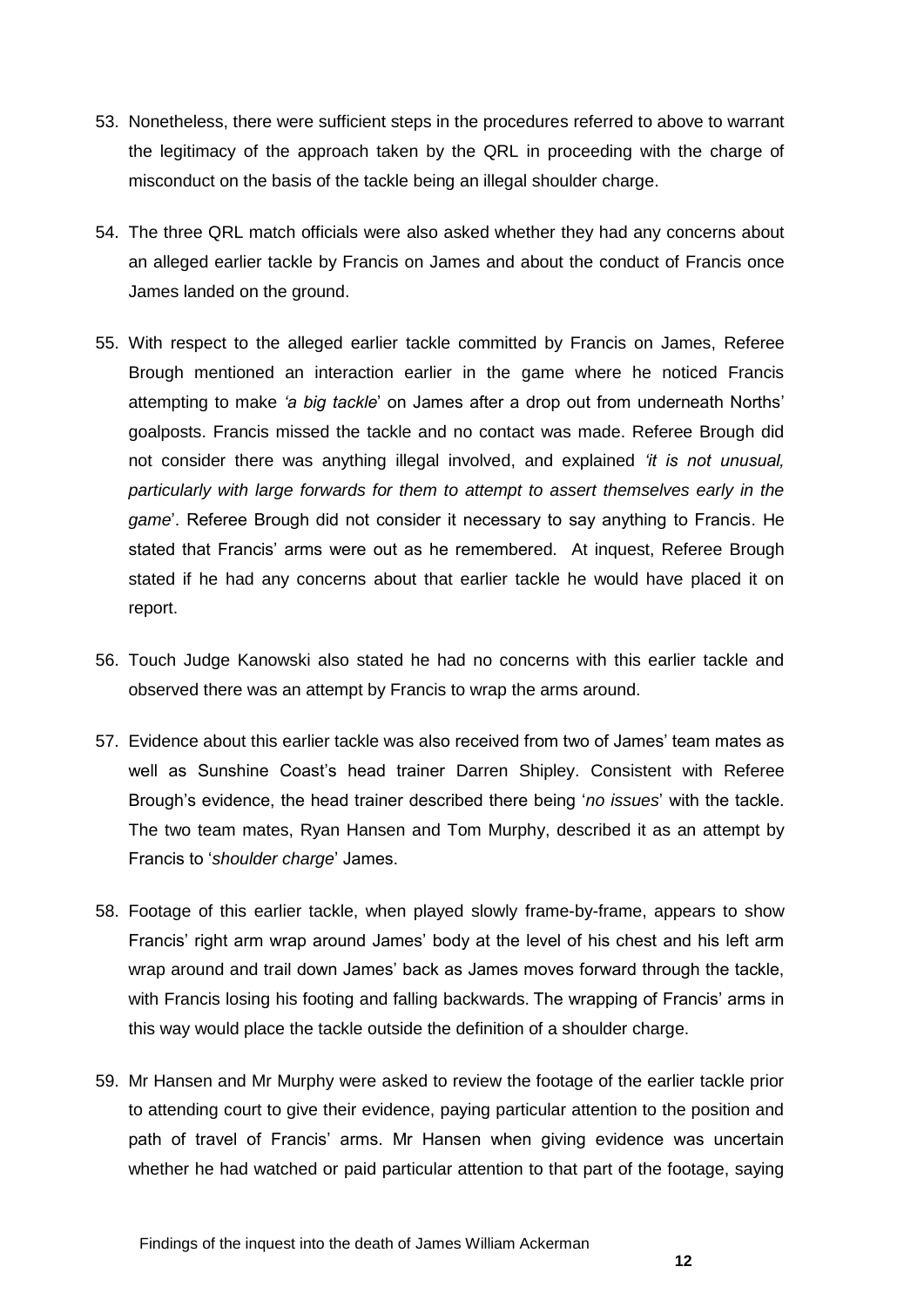53. Nonetheless, there were sufficient steps in the procedures referred to above to warrant the legitimacy of the approach taken by the QRL in proceeding with the charge of misconduct on the basis of the tackle being an illegal shoulder charge.

54. The three QRL match officials were also asked whether they had any concerns about an alleged earlier tackle by Francis on James and about the conduct of Francis once James landed on the ground.

55. With respect to the alleged earlier tackle committed by Francis on James, Referee Brough mentioned an interaction earlier in the game where he noticed Francis attempting to make *'a big tackle*' on James after a drop out from underneath Norths' goalposts. Francis missed the tackle and no contact was made. Referee Brough did not consider there was anything illegal involved, and explained *'it is not unusual, particularly with large forwards for them to attempt to assert themselves early in the game*'. Referee Brough did not consider it necessary to say anything to Francis. He stated that Francis' arms were out as he remembered. At inquest, Referee Brough stated if he had any concerns about that earlier tackle he would have placed it on report.

56. Touch Judge Kanowski also stated he had no concerns with this earlier tackle and observed there was an attempt by Francis to wrap the arms around.

57. Evidence about this earlier tackle was also received from two of James' team mates as well as Sunshine Coast's head trainer Darren Shipley. Consistent with Referee Brough's evidence, the head trainer described there being '*no issues*' with the tackle. The two team mates, Ryan Hansen and Tom Murphy, described it as an attempt by Francis to '*shoulder charge*' James.

58. Footage of this earlier tackle, when played slowly frame-by-frame, appears to show Francis' right arm wrap around James' body at the level of his chest and his left arm wrap around and trail down James' back as James moves forward through the tackle, with Francis losing his footing and falling backwards. The wrapping of Francis' arms in this way would place the tackle outside the definition of a shoulder charge.

59. Mr Hansen and Mr Murphy were asked to review the footage of the earlier tackle prior to attending court to give their evidence, paying particular attention to the position and path of travel of Francis' arms. Mr Hansen when giving evidence was uncertain whether he had watched or paid particular attention to that part of the footage, saying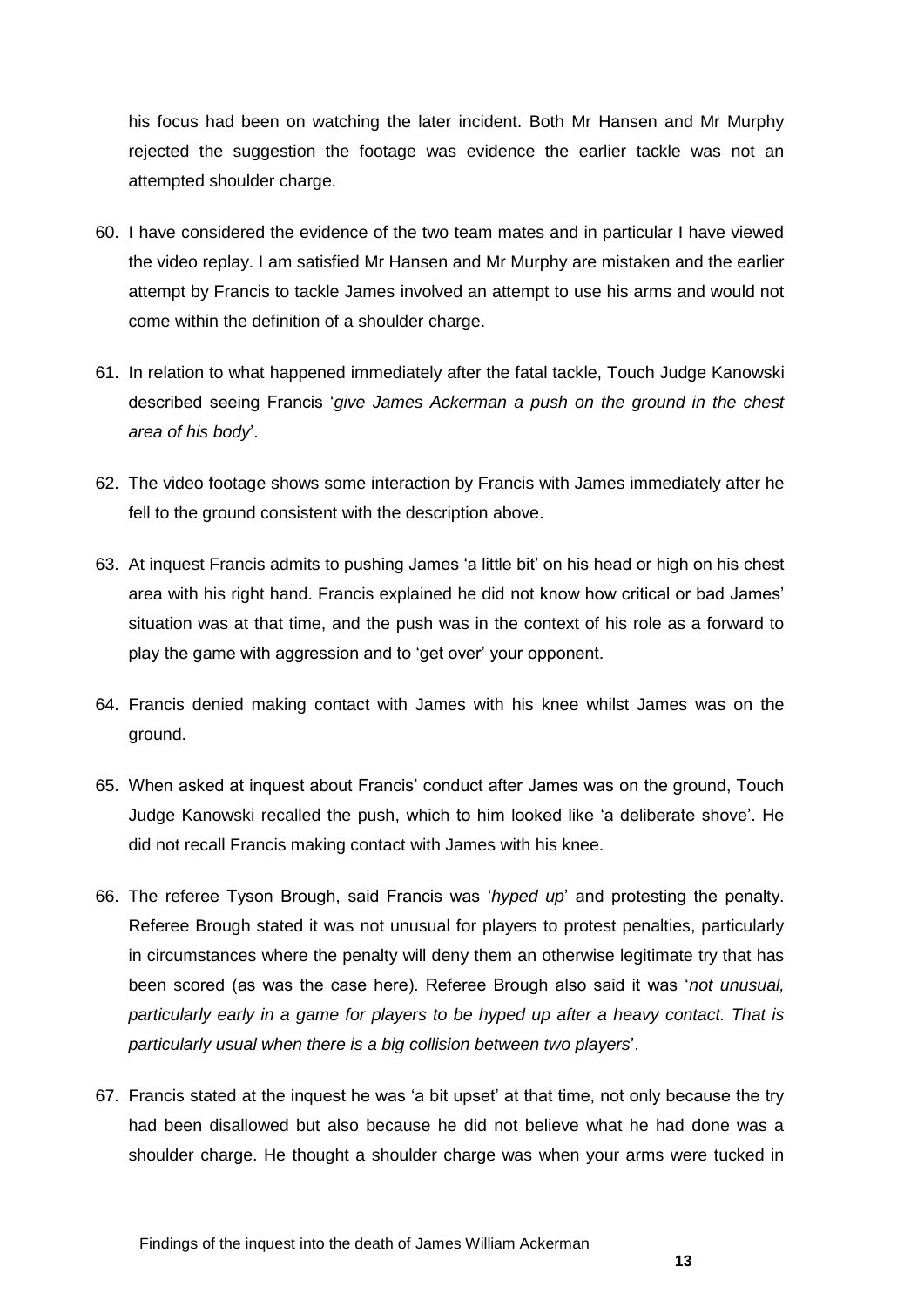his focus had been on watching the later incident. Both Mr Hansen and Mr Murphy rejected the suggestion the footage was evidence the earlier tackle was not an attempted shoulder charge.

60. I have considered the evidence of the two team mates and in particular I have viewed the video replay. I am satisfied Mr Hansen and Mr Murphy are mistaken and the earlier attempt by Francis to tackle James involved an attempt to use his arms and would not come within the definition of a shoulder charge.

61. In relation to what happened immediately after the fatal tackle, Touch Judge Kanowski described seeing Francis '*give James Ackerman a push on the ground in the chest area of his body*'.

62. The video footage shows some interaction by Francis with James immediately after he fell to the ground consistent with the description above.

63. At inquest Francis admits to pushing James 'a little bit' on his head or high on his chest area with his right hand. Francis explained he did not know how critical or bad James' situation was at that time, and the push was in the context of his role as a forward to play the game with aggression and to 'get over' your opponent.

64. Francis denied making contact with James with his knee whilst James was on the ground.

65. When asked at inquest about Francis' conduct after James was on the ground, Touch Judge Kanowski recalled the push, which to him looked like 'a deliberate shove'. He did not recall Francis making contact with James with his knee.

66. The referee Tyson Brough, said Francis was '*hyped up*' and protesting the penalty. Referee Brough stated it was not unusual for players to protest penalties, particularly in circumstances where the penalty will deny them an otherwise legitimate try that has been scored (as was the case here). Referee Brough also said it was '*not unusual, particularly early in a game for players to be hyped up after a heavy contact. That is particularly usual when there is a big collision between two players*'.

67. Francis stated at the inquest he was 'a bit upset' at that time, not only because the try had been disallowed but also because he did not believe what he had done was a shoulder charge. He thought a shoulder charge was when your arms were tucked in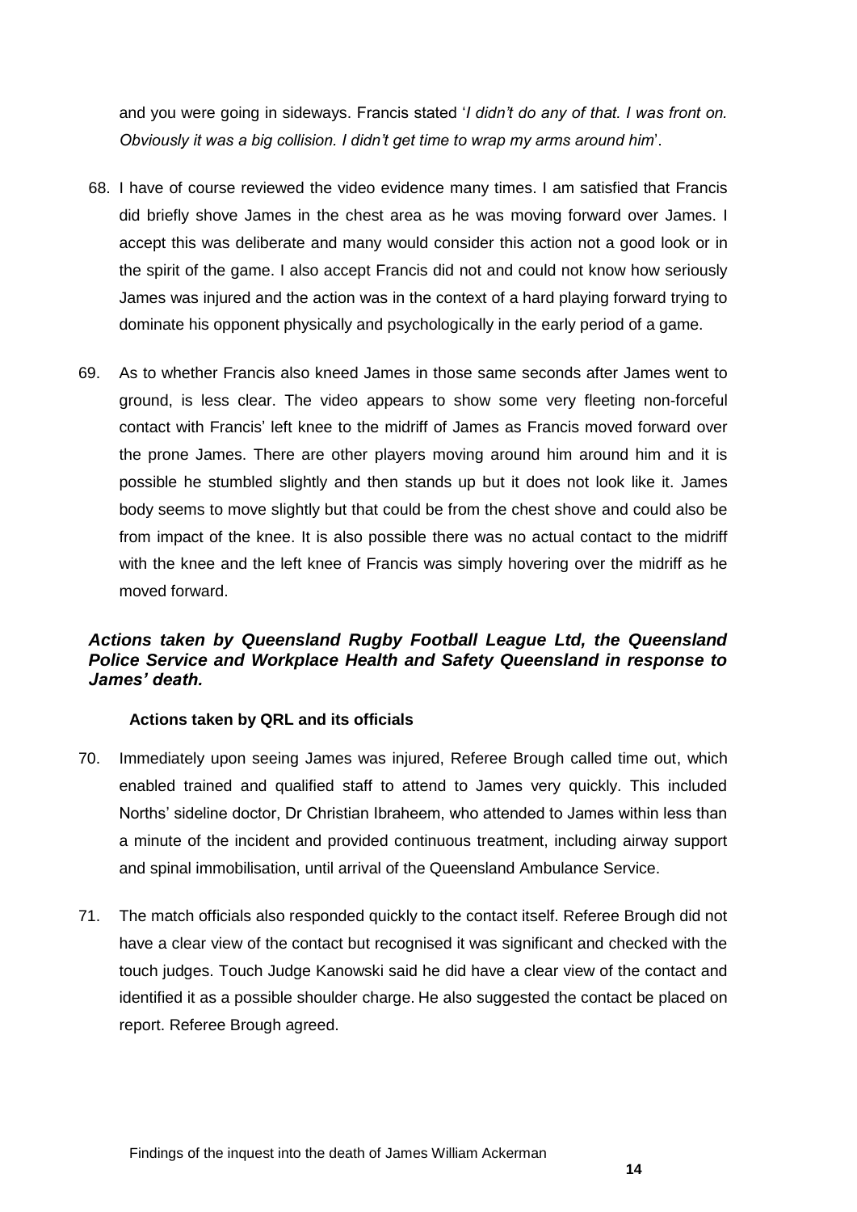and you were going in sideways. Francis stated '*I didn't do any of that. I was front on. Obviously it was a big collision. I didn't get time to wrap my arms around him*'.

68. I have of course reviewed the video evidence many times. I am satisfied that Francis did briefly shove James in the chest area as he was moving forward over James. I accept this was deliberate and many would consider this action not a good look or in the spirit of the game. I also accept Francis did not and could not know how seriously James was injured and the action was in the context of a hard playing forward trying to dominate his opponent physically and psychologically in the early period of a game.

69. As to whether Francis also kneed James in those same seconds after James went to ground, is less clear. The video appears to show some very fleeting non-forceful contact with Francis' left knee to the midriff of James as Francis moved forward over the prone James. There are other players moving around him around him and it is possible he stumbled slightly and then stands up but it does not look like it. James body seems to move slightly but that could be from the chest shove and could also be from impact of the knee. It is also possible there was no actual contact to the midriff with the knee and the left knee of Francis was simply hovering over the midriff as he moved forward.

### *Actions taken by Queensland Rugby Football League Ltd, the Queensland Police Service and Workplace Health and Safety Queensland in response to James' death.*

#### Actions taken by QRL and its officials

70. Immediately upon seeing James was injured, Referee Brough called time out, which enabled trained and qualified staff to attend to James very quickly. This included Norths' sideline doctor, Dr Christian Ibraheem, who attended to James within less than a minute of the incident and provided continuous treatment, including airway support and spinal immobilisation, until arrival of the Queensland Ambulance Service.

71. The match officials also responded quickly to the contact itself. Referee Brough did not have a clear view of the contact but recognised it was significant and checked with the touch judges. Touch Judge Kanowski said he did have a clear view of the contact and identified it as a possible shoulder charge. He also suggested the contact be placed on report. Referee Brough agreed.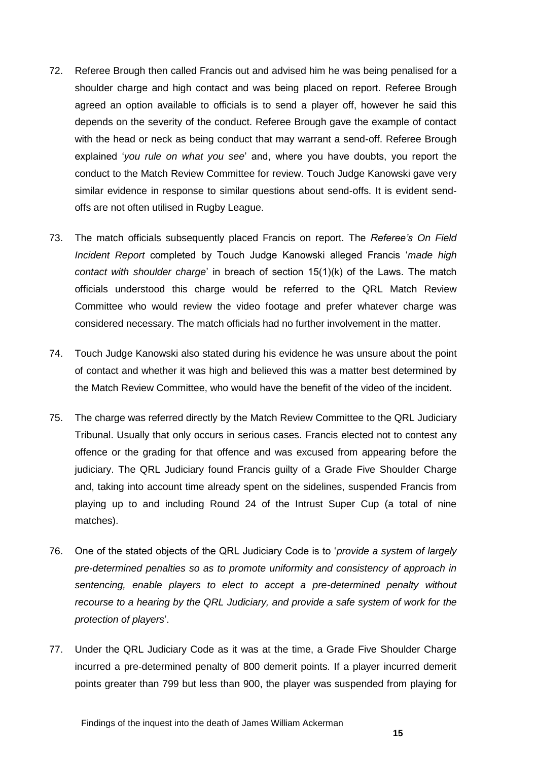72. Referee Brough then called Francis out and advised him he was being penalised for a shoulder charge and high contact and was being placed on report. Referee Brough agreed an option available to officials is to send a player off, however he said this depends on the severity of the conduct. Referee Brough gave the example of contact with the head or neck as being conduct that may warrant a send-off. Referee Brough explained '*you rule on what you see*' and, where you have doubts, you report the conduct to the Match Review Committee for review. Touch Judge Kanowski gave very similar evidence in response to similar questions about send-offs. It is evident send-offs are not often utilised in Rugby League.

73. The match officials subsequently placed Francis on report. The *Referee's On Field Incident Report* completed by Touch Judge Kanowski alleged Francis '*made high contact with shoulder charge*' in breach of section 15(1)(k) of the Laws. The match officials understood this charge would be referred to the QRL Match Review Committee who would review the video footage and prefer whatever charge was considered necessary. The match officials had no further involvement in the matter.

74. Touch Judge Kanowski also stated during his evidence he was unsure about the point of contact and whether it was high and believed this was a matter best determined by the Match Review Committee, who would have the benefit of the video of the incident.

75. The charge was referred directly by the Match Review Committee to the QRL Judiciary Tribunal. Usually that only occurs in serious cases. Francis elected not to contest any offence or the grading for that offence and was excused from appearing before the judiciary. The QRL Judiciary found Francis guilty of a Grade Five Shoulder Charge and, taking into account time already spent on the sidelines, suspended Francis from playing up to and including Round 24 of the Intrust Super Cup (a total of nine matches).

76. One of the stated objects of the QRL Judiciary Code is to '*provide a system of largely pre-determined penalties so as to promote uniformity and consistency of approach in sentencing, enable players to elect to accept a pre-determined penalty without recourse to a hearing by the QRL Judiciary, and provide a safe system of work for the protection of players*'.

77. Under the QRL Judiciary Code as it was at the time, a Grade Five Shoulder Charge incurred a pre-determined penalty of 800 demerit points. If a player incurred demerit points greater than 799 but less than 900, the player was suspended from playing for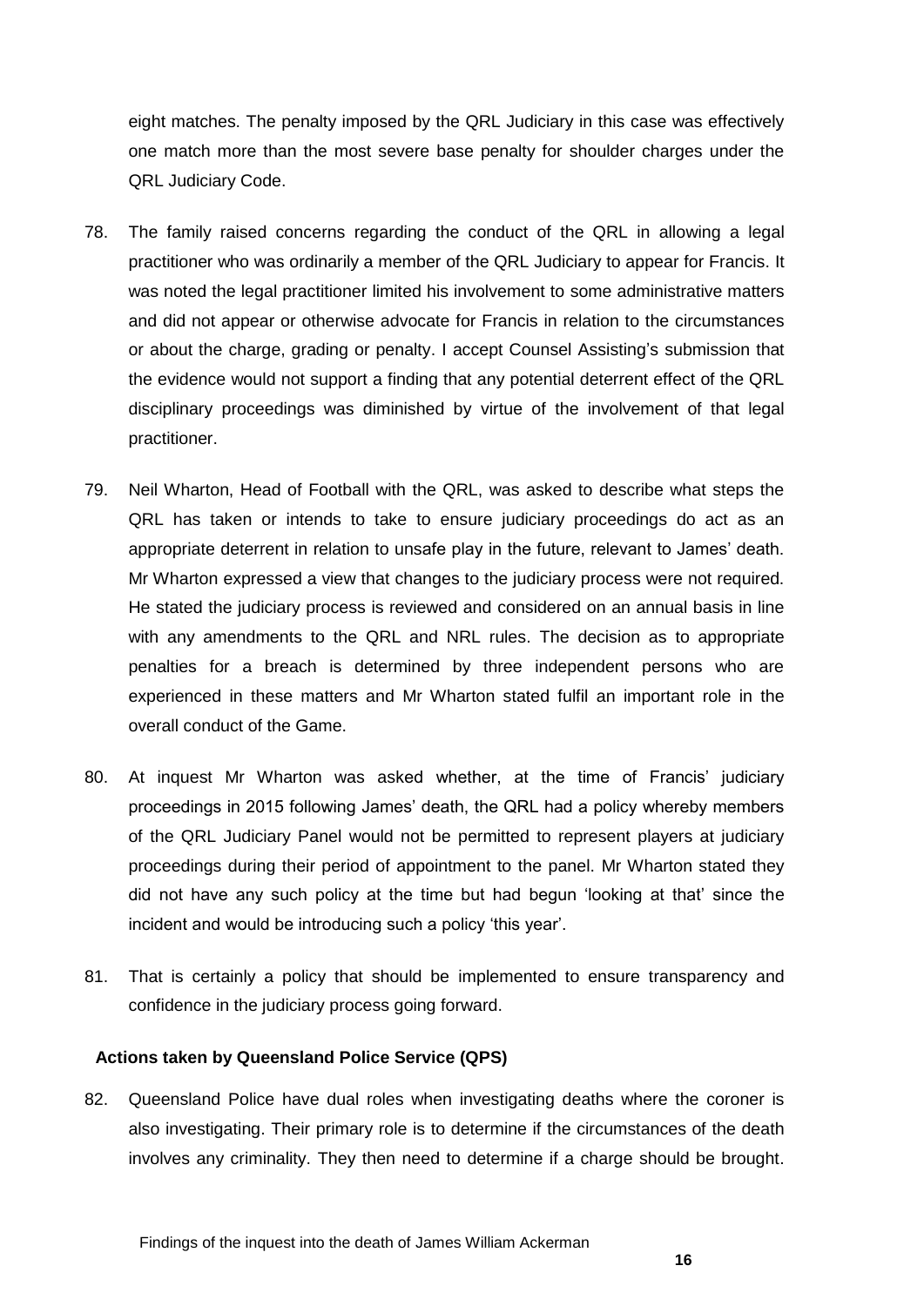eight matches. The penalty imposed by the QRL Judiciary in this case was effectively one match more than the most severe base penalty for shoulder charges under the QRL Judiciary Code.

78. The family raised concerns regarding the conduct of the QRL in allowing a legal practitioner who was ordinarily a member of the QRL Judiciary to appear for Francis. It was noted the legal practitioner limited his involvement to some administrative matters and did not appear or otherwise advocate for Francis in relation to the circumstances or about the charge, grading or penalty. I accept Counsel Assisting's submission that the evidence would not support a finding that any potential deterrent effect of the QRL disciplinary proceedings was diminished by virtue of the involvement of that legal practitioner.

79. Neil Wharton, Head of Football with the QRL, was asked to describe what steps the QRL has taken or intends to take to ensure judiciary proceedings do act as an appropriate deterrent in relation to unsafe play in the future, relevant to James' death. Mr Wharton expressed a view that changes to the judiciary process were not required. He stated the judiciary process is reviewed and considered on an annual basis in line with any amendments to the QRL and NRL rules. The decision as to appropriate penalties for a breach is determined by three independent persons who are experienced in these matters and Mr Wharton stated fulfil an important role in the overall conduct of the Game.

80. At inquest Mr Wharton was asked whether, at the time of Francis' judiciary proceedings in 2015 following James' death, the QRL had a policy whereby members of the QRL Judiciary Panel would not be permitted to represent players at judiciary proceedings during their period of appointment to the panel. Mr Wharton stated they did not have any such policy at the time but had begun 'looking at that' since the incident and would be introducing such a policy 'this year'.

81. That is certainly a policy that should be implemented to ensure transparency and confidence in the judiciary process going forward.

**Actions taken by Queensland Police Service (QPS)**

82. Queensland Police have dual roles when investigating deaths where the coroner is also investigating. Their primary role is to determine if the circumstances of the death involves any criminality. They then need to determine if a charge should be brought.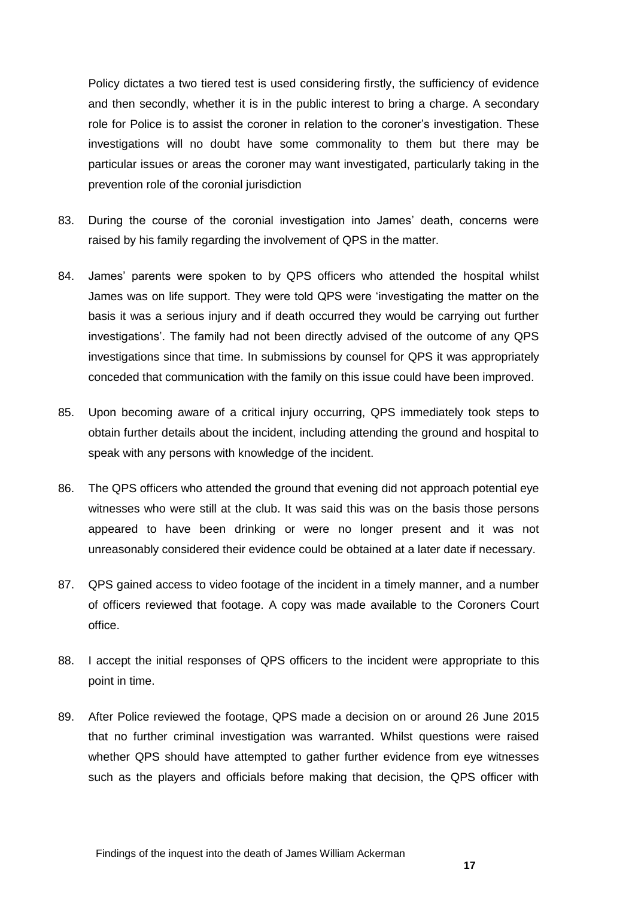Policy dictates a two tiered test is used considering firstly, the sufficiency of evidence and then secondly, whether it is in the public interest to bring a charge. A secondary role for Police is to assist the coroner in relation to the coroner's investigation. These investigations will no doubt have some commonality to them but there may be particular issues or areas the coroner may want investigated, particularly taking in the prevention role of the coronial jurisdiction

83. During the course of the coronial investigation into James' death, concerns were raised by his family regarding the involvement of QPS in the matter.

84. James' parents were spoken to by QPS officers who attended the hospital whilst James was on life support. They were told QPS were 'investigating the matter on the basis it was a serious injury and if death occurred they would be carrying out further investigations'. The family had not been directly advised of the outcome of any QPS investigations since that time. In submissions by counsel for QPS it was appropriately conceded that communication with the family on this issue could have been improved.

85. Upon becoming aware of a critical injury occurring, QPS immediately took steps to obtain further details about the incident, including attending the ground and hospital to speak with any persons with knowledge of the incident.

86. The QPS officers who attended the ground that evening did not approach potential eye witnesses who were still at the club. It was said this was on the basis those persons appeared to have been drinking or were no longer present and it was not unreasonably considered their evidence could be obtained at a later date if necessary.

87. QPS gained access to video footage of the incident in a timely manner, and a number of officers reviewed that footage. A copy was made available to the Coroners Court office.

88. I accept the initial responses of QPS officers to the incident were appropriate to this point in time.

89. After Police reviewed the footage, QPS made a decision on or around 26 June 2015 that no further criminal investigation was warranted. Whilst questions were raised whether QPS should have attempted to gather further evidence from eye witnesses such as the players and officials before making that decision, the QPS officer with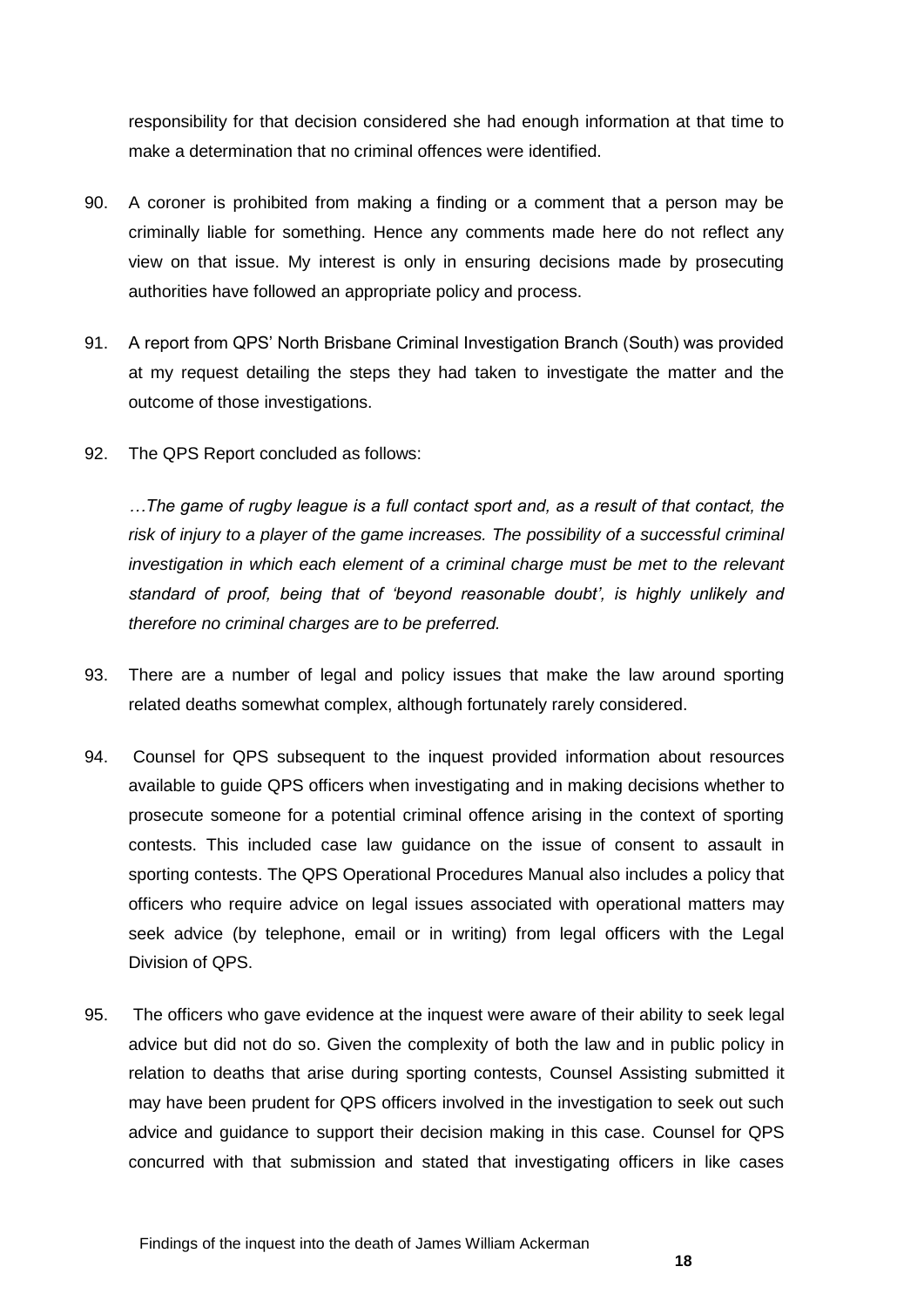responsibility for that decision considered she had enough information at that time to make a determination that no criminal offences were identified.

90. A coroner is prohibited from making a finding or a comment that a person may be criminally liable for something. Hence any comments made here do not reflect any view on that issue. My interest is only in ensuring decisions made by prosecuting authorities have followed an appropriate policy and process.

91. A report from QPS' North Brisbane Criminal Investigation Branch (South) was provided at my request detailing the steps they had taken to investigate the matter and the outcome of those investigations.

92. The QPS Report concluded as follows:

*…The game of rugby league is a full contact sport and, as a result of that contact, the risk of injury to a player of the game increases. The possibility of a successful criminal investigation in which each element of a criminal charge must be met to the relevant standard of proof, being that of 'beyond reasonable doubt', is highly unlikely and therefore no criminal charges are to be preferred.*

93. There are a number of legal and policy issues that make the law around sporting related deaths somewhat complex, although fortunately rarely considered.

94. Counsel for QPS subsequent to the inquest provided information about resources available to guide QPS officers when investigating and in making decisions whether to prosecute someone for a potential criminal offence arising in the context of sporting contests. This included case law guidance on the issue of consent to assault in sporting contests. The QPS Operational Procedures Manual also includes a policy that officers who require advice on legal issues associated with operational matters may seek advice (by telephone, email or in writing) from legal officers with the Legal Division of QPS.

95. The officers who gave evidence at the inquest were aware of their ability to seek legal advice but did not do so. Given the complexity of both the law and in public policy in relation to deaths that arise during sporting contests, Counsel Assisting submitted it may have been prudent for QPS officers involved in the investigation to seek out such advice and guidance to support their decision making in this case. Counsel for QPS concurred with that submission and stated that investigating officers in like cases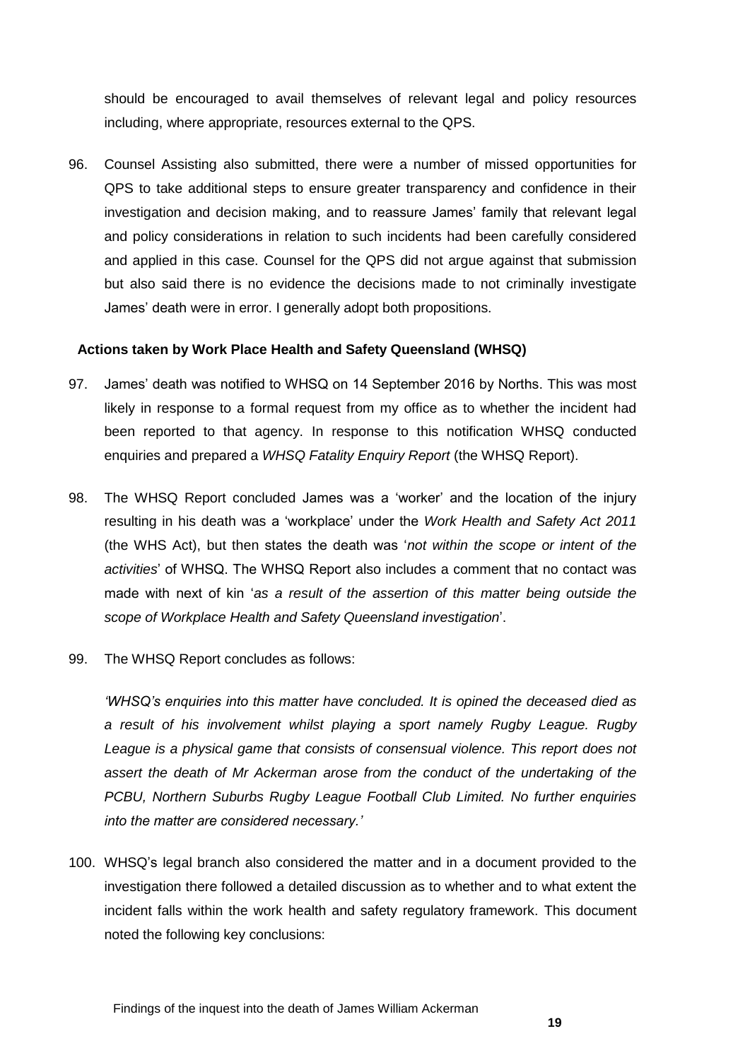should be encouraged to avail themselves of relevant legal and policy resources including, where appropriate, resources external to the QPS.

96. Counsel Assisting also submitted, there were a number of missed opportunities for QPS to take additional steps to ensure greater transparency and confidence in their investigation and decision making, and to reassure James' family that relevant legal and policy considerations in relation to such incidents had been carefully considered and applied in this case. Counsel for the QPS did not argue against that submission but also said there is no evidence the decisions made to not criminally investigate James' death were in error. I generally adopt both propositions.

### Actions taken by Work Place Health and Safety Queensland (WHSQ)

97. James' death was notified to WHSQ on 14 September 2016 by Norths. This was most likely in response to a formal request from my office as to whether the incident had been reported to that agency. In response to this notification WHSQ conducted enquiries and prepared a *WHSQ Fatality Enquiry Report* (the WHSQ Report).

98. The WHSQ Report concluded James was a 'worker' and the location of the injury resulting in his death was a 'workplace' under the *Work Health and Safety Act 2011* (the WHS Act), but then states the death was '*not within the scope or intent of the activities*' of WHSQ. The WHSQ Report also includes a comment that no contact was made with next of kin '*as a result of the assertion of this matter being outside the scope of Workplace Health and Safety Queensland investigation*'.

99. The WHSQ Report concludes as follows:

    *'WHSQ's enquiries into this matter have concluded. It is opined the deceased died as a result of his involvement whilst playing a sport namely Rugby League. Rugby League is a physical game that consists of consensual violence. This report does not assert the death of Mr Ackerman arose from the conduct of the undertaking of the PCBU, Northern Suburbs Rugby League Football Club Limited. No further enquiries into the matter are considered necessary.'*

100. WHSQ's legal branch also considered the matter and in a document provided to the investigation there followed a detailed discussion as to whether and to what extent the incident falls within the work health and safety regulatory framework. This document noted the following key conclusions: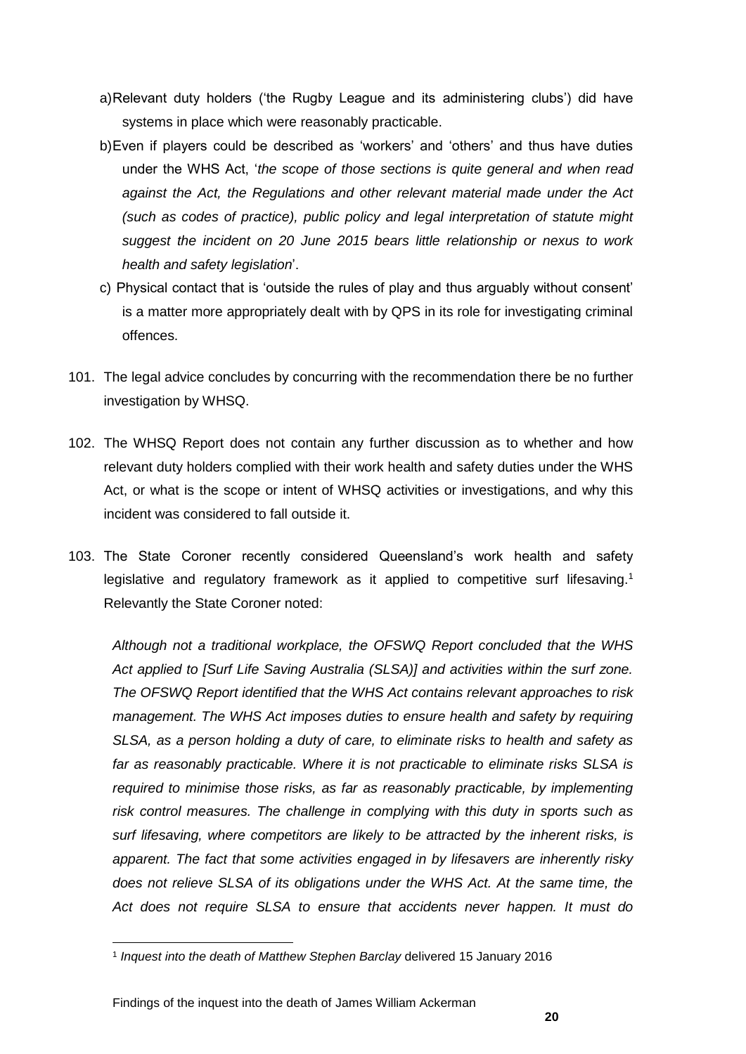a) Relevant duty holders ('the Rugby League and its administering clubs') did have systems in place which were reasonably practicable.

b) Even if players could be described as 'workers' and 'others' and thus have duties under the WHS Act, '*the scope of those sections is quite general and when read against the Act, the Regulations and other relevant material made under the Act (such as codes of practice), public policy and legal interpretation of statute might suggest the incident on 20 June 2015 bears little relationship or nexus to work health and safety legislation*'.

c) Physical contact that is 'outside the rules of play and thus arguably without consent' is a matter more appropriately dealt with by QPS in its role for investigating criminal offences.

101. The legal advice concludes by concurring with the recommendation there be no further investigation by WHSQ.

102. The WHSQ Report does not contain any further discussion as to whether and how relevant duty holders complied with their work health and safety duties under the WHS Act, or what is the scope or intent of WHSQ activities or investigations, and why this incident was considered to fall outside it.

103. The State Coroner recently considered Queensland's work health and safety legislative and regulatory framework as it applied to competitive surf lifesaving.[1] Relevantly the State Coroner noted:

*Although not a traditional workplace, the OFSWQ Report concluded that the WHS Act applied to [Surf Life Saving Australia (SLSA)] and activities within the surf zone. The OFSWQ Report identified that the WHS Act contains relevant approaches to risk management. The WHS Act imposes duties to ensure health and safety by requiring SLSA, as a person holding a duty of care, to eliminate risks to health and safety as far as reasonably practicable. Where it is not practicable to eliminate risks SLSA is required to minimise those risks, as far as reasonably practicable, by implementing risk control measures. The challenge in complying with this duty in sports such as surf lifesaving, where competitors are likely to be attracted by the inherent risks, is apparent. The fact that some activities engaged in by lifesavers are inherently risky does not relieve SLSA of its obligations under the WHS Act. At the same time, the Act does not require SLSA to ensure that accidents never happen. It must do*

[1] *Inquest into the death of Matthew Stephen Barclay* delivered 15 January 2016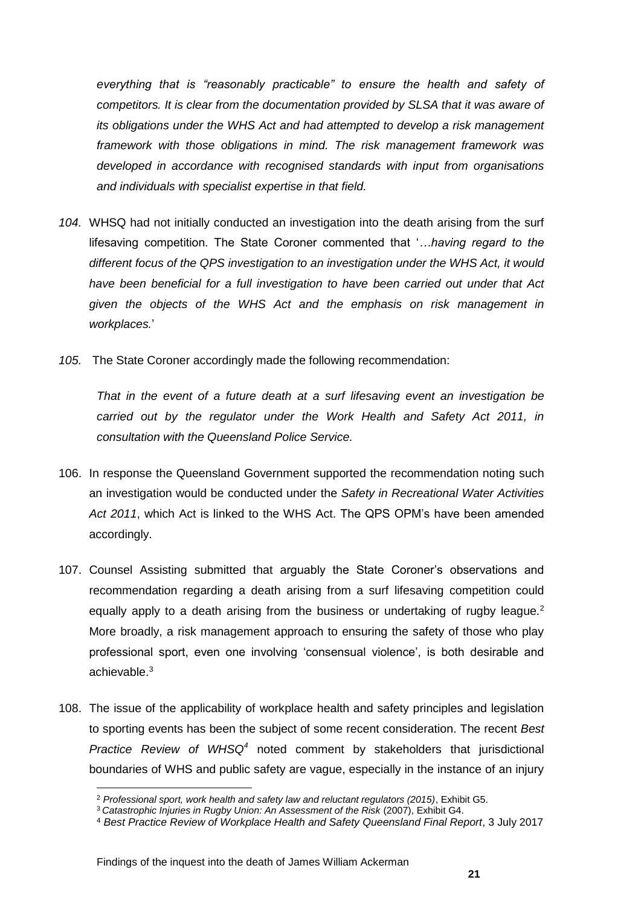*everything that is "reasonably practicable" to ensure the health and safety of competitors. It is clear from the documentation provided by SLSA that it was aware of its obligations under the WHS Act and had attempted to develop a risk management framework with those obligations in mind. The risk management framework was developed in accordance with recognised standards with input from organisations and individuals with specialist expertise in that field.*

*104.* WHSQ had not initially conducted an investigation into the death arising from the surf lifesaving competition. The State Coroner commented that '*…having regard to the different focus of the QPS investigation to an investigation under the WHS Act, it would have been beneficial for a full investigation to have been carried out under that Act given the objects of the WHS Act and the emphasis on risk management in workplaces.*'

*105.* The State Coroner accordingly made the following recommendation:

*That in the event of a future death at a surf lifesaving event an investigation be carried out by the regulator under the Work Health and Safety Act 2011, in consultation with the Queensland Police Service.*

106. In response the Queensland Government supported the recommendation noting such an investigation would be conducted under the *Safety in Recreational Water Activities Act 2011*, which Act is linked to the WHS Act. The QPS OPM's have been amended accordingly.

107. Counsel Assisting submitted that arguably the State Coroner's observations and recommendation regarding a death arising from a surf lifesaving competition could equally apply to a death arising from the business or undertaking of rugby league.[2] More broadly, a risk management approach to ensuring the safety of those who play professional sport, even one involving 'consensual violence', is both desirable and achievable.[3]

108. The issue of the applicability of workplace health and safety principles and legislation to sporting events has been the subject of some recent consideration. The recent *Best Practice Review of WHSQ*[4] noted comment by stakeholders that jurisdictional boundaries of WHS and public safety are vague, especially in the instance of an injury

[2] *Professional sport, work health and safety law and reluctant regulators (2015)*, Exhibit G5.

[3] *Catastrophic Injuries in Rugby Union: An Assessment of the Risk* (2007), Exhibit G4.

[4] *Best Practice Review of Workplace Health and Safety Queensland Final Report*, 3 July 2017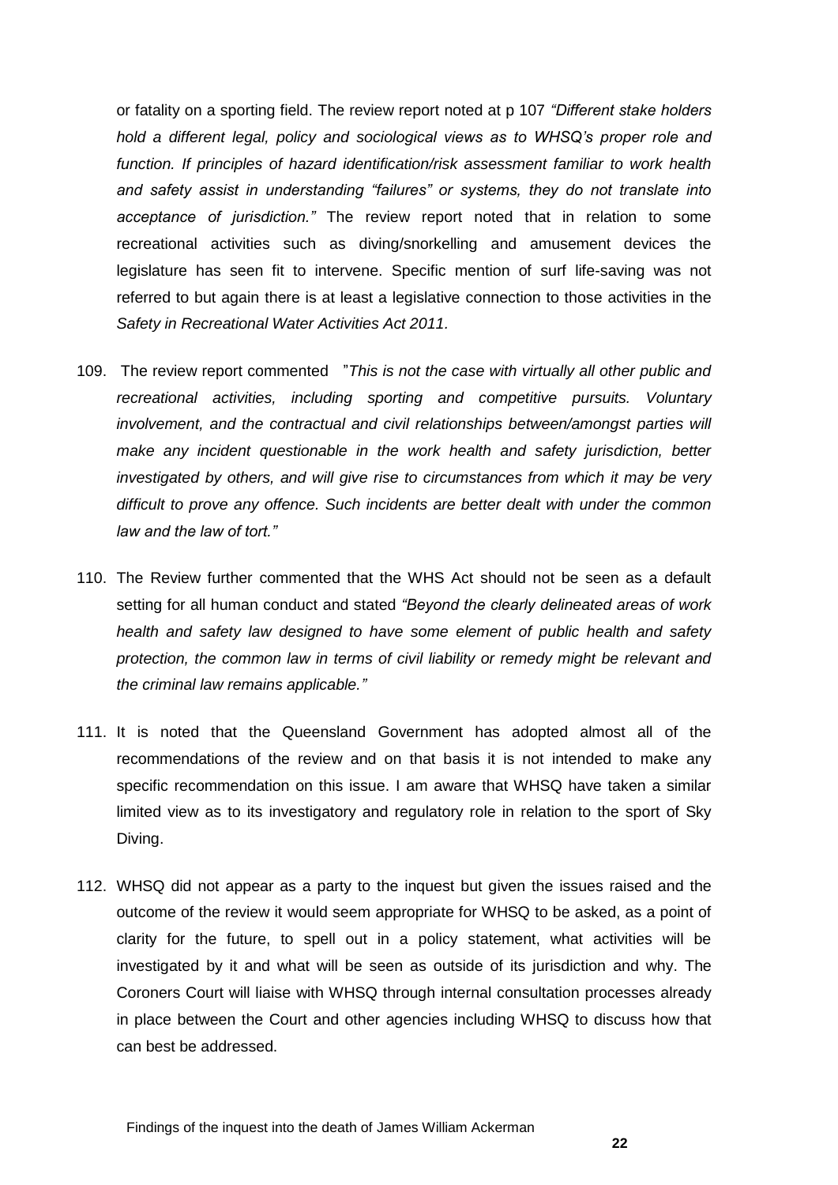or fatality on a sporting field. The review report noted at p 107 *"Different stake holders hold a different legal, policy and sociological views as to WHSQ's proper role and function. If principles of hazard identification/risk assessment familiar to work health and safety assist in understanding "failures" or systems, they do not translate into acceptance of jurisdiction."* The review report noted that in relation to some recreational activities such as diving/snorkelling and amusement devices the legislature has seen fit to intervene. Specific mention of surf life-saving was not referred to but again there is at least a legislative connection to those activities in the *Safety in Recreational Water Activities Act 2011.*

109. The review report commented "*This is not the case with virtually all other public and recreational activities, including sporting and competitive pursuits. Voluntary involvement, and the contractual and civil relationships between/amongst parties will make any incident questionable in the work health and safety jurisdiction, better investigated by others, and will give rise to circumstances from which it may be very difficult to prove any offence. Such incidents are better dealt with under the common law and the law of tort."*

110. The Review further commented that the WHS Act should not be seen as a default setting for all human conduct and stated *"Beyond the clearly delineated areas of work health and safety law designed to have some element of public health and safety protection, the common law in terms of civil liability or remedy might be relevant and the criminal law remains applicable."*

111. It is noted that the Queensland Government has adopted almost all of the recommendations of the review and on that basis it is not intended to make any specific recommendation on this issue. I am aware that WHSQ have taken a similar limited view as to its investigatory and regulatory role in relation to the sport of Sky Diving.

112. WHSQ did not appear as a party to the inquest but given the issues raised and the outcome of the review it would seem appropriate for WHSQ to be asked, as a point of clarity for the future, to spell out in a policy statement, what activities will be investigated by it and what will be seen as outside of its jurisdiction and why. The Coroners Court will liaise with WHSQ through internal consultation processes already in place between the Court and other agencies including WHSQ to discuss how that can best be addressed.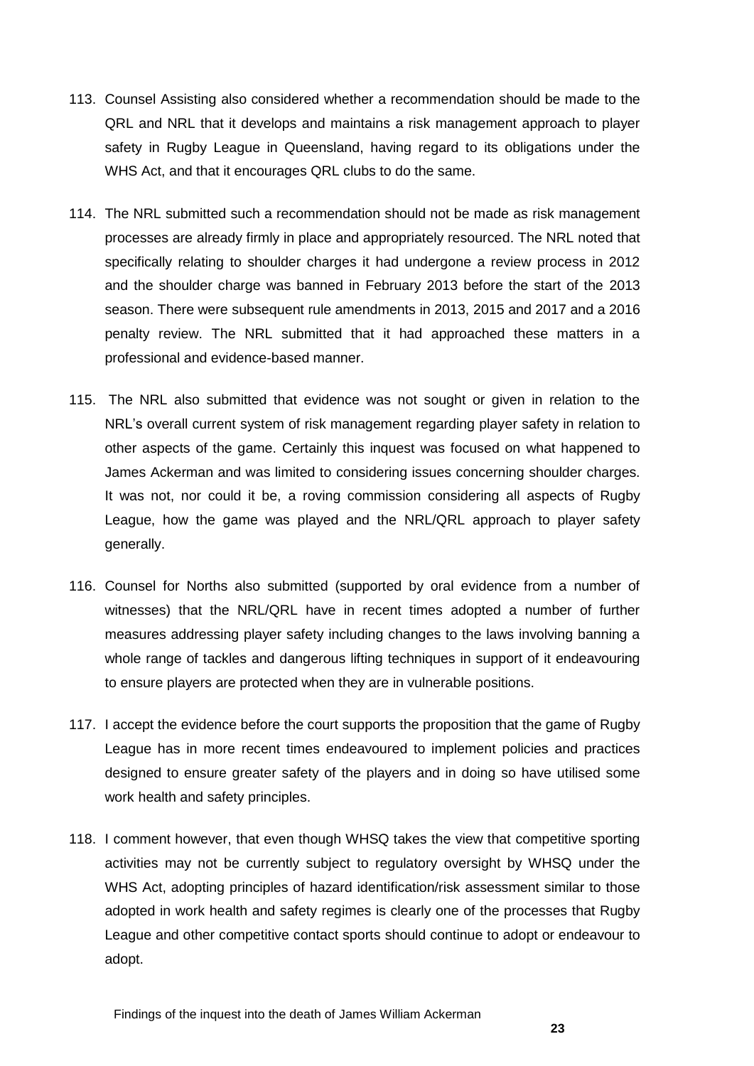113. Counsel Assisting also considered whether a recommendation should be made to the QRL and NRL that it develops and maintains a risk management approach to player safety in Rugby League in Queensland, having regard to its obligations under the WHS Act, and that it encourages QRL clubs to do the same.

114. The NRL submitted such a recommendation should not be made as risk management processes are already firmly in place and appropriately resourced. The NRL noted that specifically relating to shoulder charges it had undergone a review process in 2012 and the shoulder charge was banned in February 2013 before the start of the 2013 season. There were subsequent rule amendments in 2013, 2015 and 2017 and a 2016 penalty review. The NRL submitted that it had approached these matters in a professional and evidence-based manner.

115. The NRL also submitted that evidence was not sought or given in relation to the NRL's overall current system of risk management regarding player safety in relation to other aspects of the game. Certainly this inquest was focused on what happened to James Ackerman and was limited to considering issues concerning shoulder charges. It was not, nor could it be, a roving commission considering all aspects of Rugby League, how the game was played and the NRL/QRL approach to player safety generally.

116. Counsel for Norths also submitted (supported by oral evidence from a number of witnesses) that the NRL/QRL have in recent times adopted a number of further measures addressing player safety including changes to the laws involving banning a whole range of tackles and dangerous lifting techniques in support of it endeavouring to ensure players are protected when they are in vulnerable positions.

117. I accept the evidence before the court supports the proposition that the game of Rugby League has in more recent times endeavoured to implement policies and practices designed to ensure greater safety of the players and in doing so have utilised some work health and safety principles.

118. I comment however, that even though WHSQ takes the view that competitive sporting activities may not be currently subject to regulatory oversight by WHSQ under the WHS Act, adopting principles of hazard identification/risk assessment similar to those adopted in work health and safety regimes is clearly one of the processes that Rugby League and other competitive contact sports should continue to adopt or endeavour to adopt.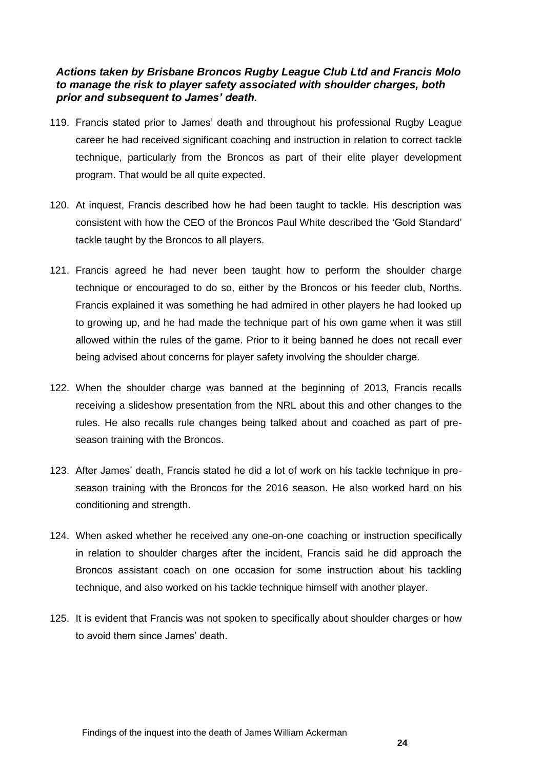***Actions taken by Brisbane Broncos Rugby League Club Ltd and Francis Molo to manage the risk to player safety associated with shoulder charges, both prior and subsequent to James' death.***

119. Francis stated prior to James' death and throughout his professional Rugby League career he had received significant coaching and instruction in relation to correct tackle technique, particularly from the Broncos as part of their elite player development program. That would be all quite expected.

120. At inquest, Francis described how he had been taught to tackle. His description was consistent with how the CEO of the Broncos Paul White described the 'Gold Standard' tackle taught by the Broncos to all players.

121. Francis agreed he had never been taught how to perform the shoulder charge technique or encouraged to do so, either by the Broncos or his feeder club, Norths. Francis explained it was something he had admired in other players he had looked up to growing up, and he had made the technique part of his own game when it was still allowed within the rules of the game. Prior to it being banned he does not recall ever being advised about concerns for player safety involving the shoulder charge.

122. When the shoulder charge was banned at the beginning of 2013, Francis recalls receiving a slideshow presentation from the NRL about this and other changes to the rules. He also recalls rule changes being talked about and coached as part of pre-season training with the Broncos.

123. After James' death, Francis stated he did a lot of work on his tackle technique in pre-season training with the Broncos for the 2016 season. He also worked hard on his conditioning and strength.

124. When asked whether he received any one-on-one coaching or instruction specifically in relation to shoulder charges after the incident, Francis said he did approach the Broncos assistant coach on one occasion for some instruction about his tackling technique, and also worked on his tackle technique himself with another player.

125. It is evident that Francis was not spoken to specifically about shoulder charges or how to avoid them since James' death.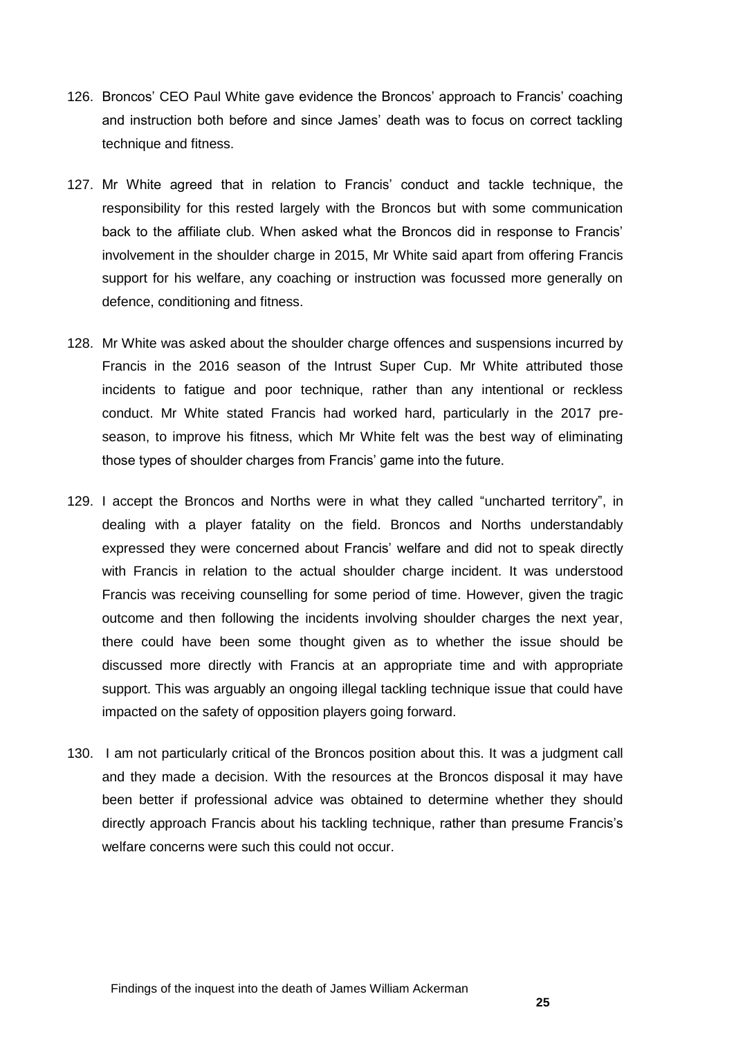126. Broncos' CEO Paul White gave evidence the Broncos' approach to Francis' coaching and instruction both before and since James' death was to focus on correct tackling technique and fitness.

127. Mr White agreed that in relation to Francis' conduct and tackle technique, the responsibility for this rested largely with the Broncos but with some communication back to the affiliate club. When asked what the Broncos did in response to Francis' involvement in the shoulder charge in 2015, Mr White said apart from offering Francis support for his welfare, any coaching or instruction was focussed more generally on defence, conditioning and fitness.

128. Mr White was asked about the shoulder charge offences and suspensions incurred by Francis in the 2016 season of the Intrust Super Cup. Mr White attributed those incidents to fatigue and poor technique, rather than any intentional or reckless conduct. Mr White stated Francis had worked hard, particularly in the 2017 pre-season, to improve his fitness, which Mr White felt was the best way of eliminating those types of shoulder charges from Francis' game into the future.

129. I accept the Broncos and Norths were in what they called "uncharted territory", in dealing with a player fatality on the field. Broncos and Norths understandably expressed they were concerned about Francis' welfare and did not to speak directly with Francis in relation to the actual shoulder charge incident. It was understood Francis was receiving counselling for some period of time. However, given the tragic outcome and then following the incidents involving shoulder charges the next year, there could have been some thought given as to whether the issue should be discussed more directly with Francis at an appropriate time and with appropriate support. This was arguably an ongoing illegal tackling technique issue that could have impacted on the safety of opposition players going forward.

130. I am not particularly critical of the Broncos position about this. It was a judgment call and they made a decision. With the resources at the Broncos disposal it may have been better if professional advice was obtained to determine whether they should directly approach Francis about his tackling technique, rather than presume Francis's welfare concerns were such this could not occur.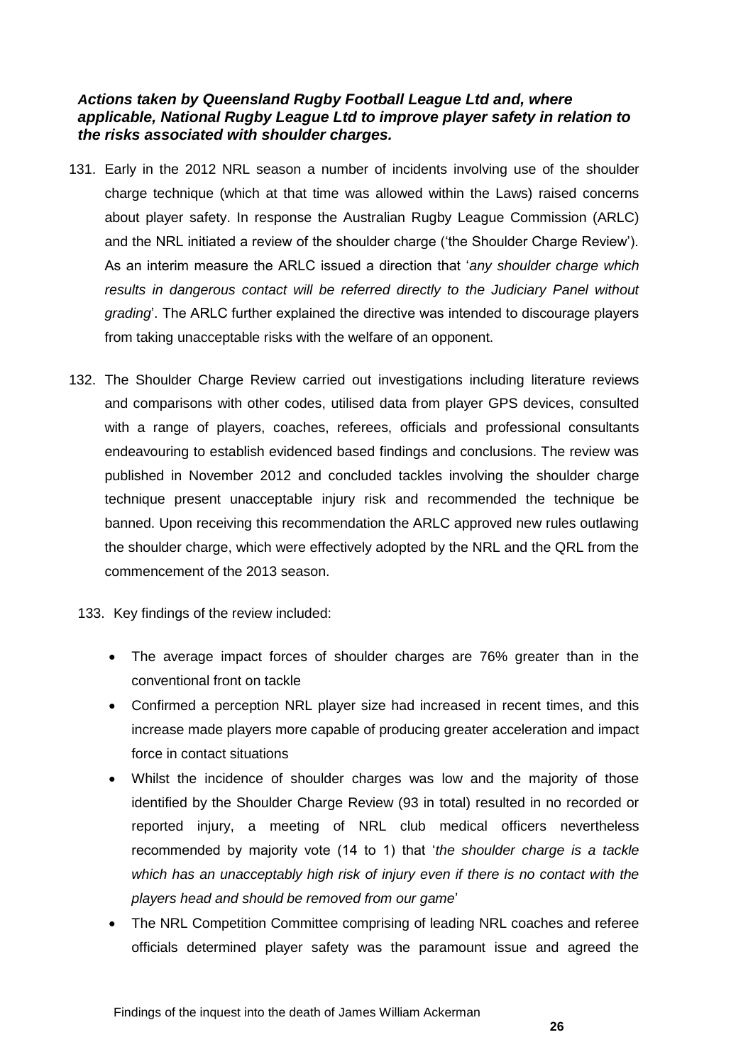***Actions taken by Queensland Rugby Football League Ltd and, where applicable, National Rugby League Ltd to improve player safety in relation to the risks associated with shoulder charges.***

131. Early in the 2012 NRL season a number of incidents involving use of the shoulder charge technique (which at that time was allowed within the Laws) raised concerns about player safety. In response the Australian Rugby League Commission (ARLC) and the NRL initiated a review of the shoulder charge ('the Shoulder Charge Review'). As an interim measure the ARLC issued a direction that '*any shoulder charge which results in dangerous contact will be referred directly to the Judiciary Panel without grading*'. The ARLC further explained the directive was intended to discourage players from taking unacceptable risks with the welfare of an opponent.

132. The Shoulder Charge Review carried out investigations including literature reviews and comparisons with other codes, utilised data from player GPS devices, consulted with a range of players, coaches, referees, officials and professional consultants endeavouring to establish evidenced based findings and conclusions. The review was published in November 2012 and concluded tackles involving the shoulder charge technique present unacceptable injury risk and recommended the technique be banned. Upon receiving this recommendation the ARLC approved new rules outlawing the shoulder charge, which were effectively adopted by the NRL and the QRL from the commencement of the 2013 season.

133. Key findings of the review included:

- The average impact forces of shoulder charges are 76% greater than in the conventional front on tackle
- Confirmed a perception NRL player size had increased in recent times, and this increase made players more capable of producing greater acceleration and impact force in contact situations
- Whilst the incidence of shoulder charges was low and the majority of those identified by the Shoulder Charge Review (93 in total) resulted in no recorded or reported injury, a meeting of NRL club medical officers nevertheless recommended by majority vote (14 to 1) that '*the shoulder charge is a tackle which has an unacceptably high risk of injury even if there is no contact with the players head and should be removed from our game*'
- The NRL Competition Committee comprising of leading NRL coaches and referee officials determined player safety was the paramount issue and agreed the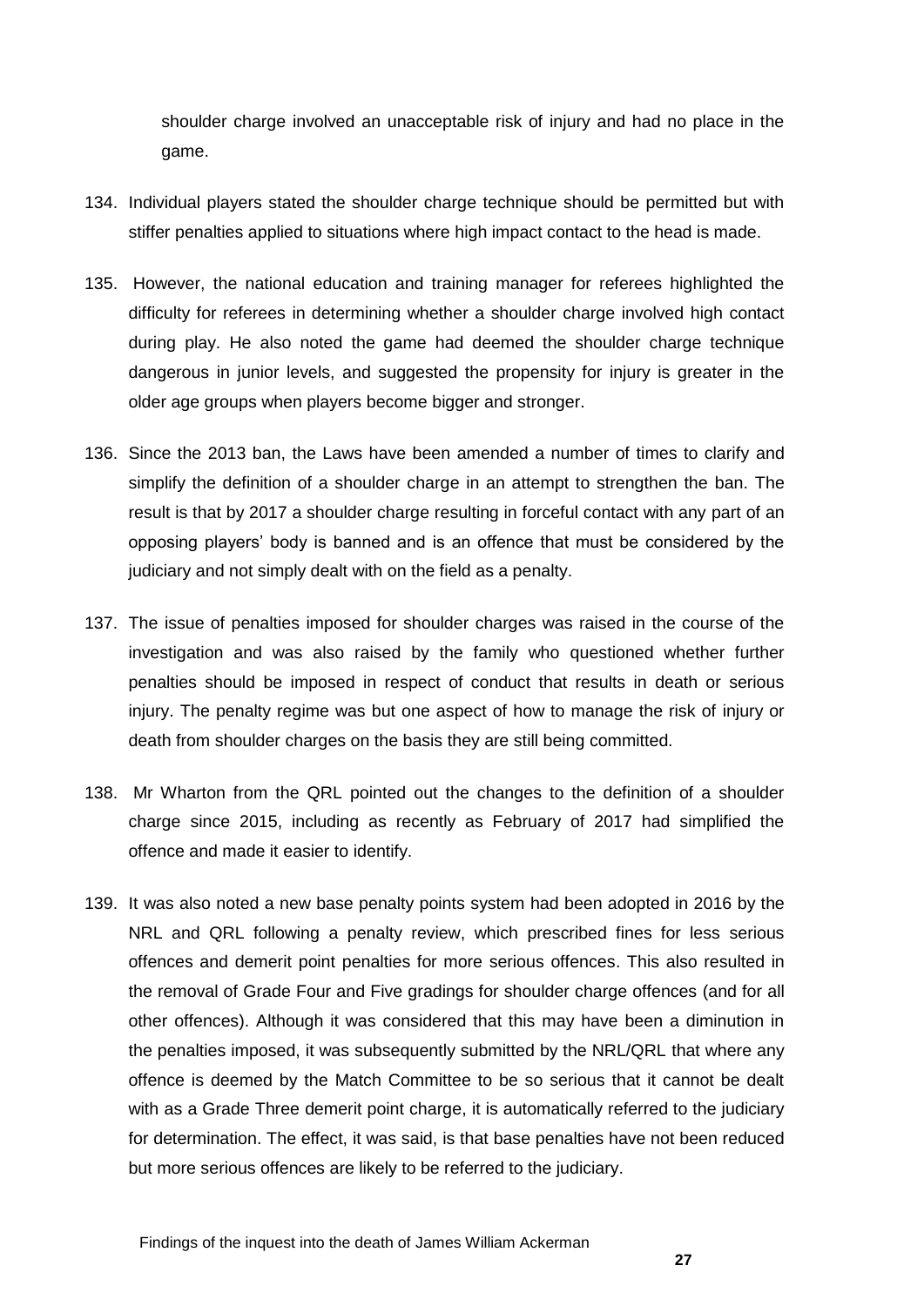shoulder charge involved an unacceptable risk of injury and had no place in the game.

134. Individual players stated the shoulder charge technique should be permitted but with stiffer penalties applied to situations where high impact contact to the head is made.

135. However, the national education and training manager for referees highlighted the difficulty for referees in determining whether a shoulder charge involved high contact during play. He also noted the game had deemed the shoulder charge technique dangerous in junior levels, and suggested the propensity for injury is greater in the older age groups when players become bigger and stronger.

136. Since the 2013 ban, the Laws have been amended a number of times to clarify and simplify the definition of a shoulder charge in an attempt to strengthen the ban. The result is that by 2017 a shoulder charge resulting in forceful contact with any part of an opposing players' body is banned and is an offence that must be considered by the judiciary and not simply dealt with on the field as a penalty.

137. The issue of penalties imposed for shoulder charges was raised in the course of the investigation and was also raised by the family who questioned whether further penalties should be imposed in respect of conduct that results in death or serious injury. The penalty regime was but one aspect of how to manage the risk of injury or death from shoulder charges on the basis they are still being committed.

138. Mr Wharton from the QRL pointed out the changes to the definition of a shoulder charge since 2015, including as recently as February of 2017 had simplified the offence and made it easier to identify.

139. It was also noted a new base penalty points system had been adopted in 2016 by the NRL and QRL following a penalty review, which prescribed fines for less serious offences and demerit point penalties for more serious offences. This also resulted in the removal of Grade Four and Five gradings for shoulder charge offences (and for all other offences). Although it was considered that this may have been a diminution in the penalties imposed, it was subsequently submitted by the NRL/QRL that where any offence is deemed by the Match Committee to be so serious that it cannot be dealt with as a Grade Three demerit point charge, it is automatically referred to the judiciary for determination. The effect, it was said, is that base penalties have not been reduced but more serious offences are likely to be referred to the judiciary.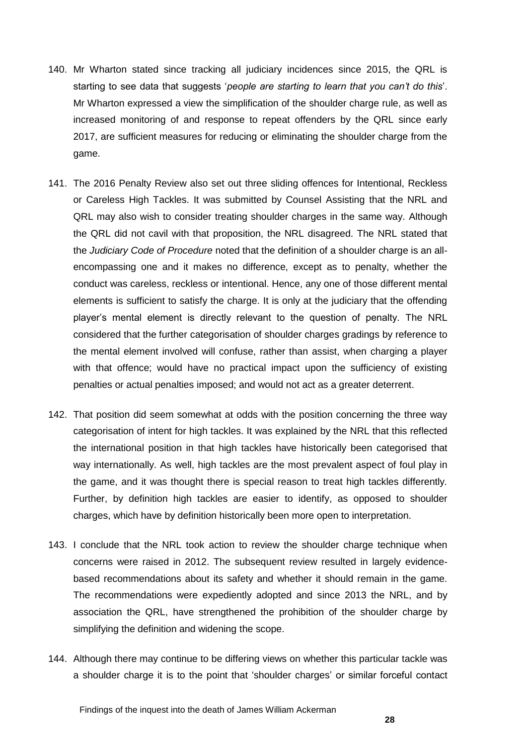140. Mr Wharton stated since tracking all judiciary incidences since 2015, the QRL is starting to see data that suggests '*people are starting to learn that you can't do this*'. Mr Wharton expressed a view the simplification of the shoulder charge rule, as well as increased monitoring of and response to repeat offenders by the QRL since early 2017, are sufficient measures for reducing or eliminating the shoulder charge from the game.

141. The 2016 Penalty Review also set out three sliding offences for Intentional, Reckless or Careless High Tackles. It was submitted by Counsel Assisting that the NRL and QRL may also wish to consider treating shoulder charges in the same way. Although the QRL did not cavil with that proposition, the NRL disagreed. The NRL stated that the *Judiciary Code of Procedure* noted that the definition of a shoulder charge is an all-encompassing one and it makes no difference, except as to penalty, whether the conduct was careless, reckless or intentional. Hence, any one of those different mental elements is sufficient to satisfy the charge. It is only at the judiciary that the offending player's mental element is directly relevant to the question of penalty. The NRL considered that the further categorisation of shoulder charges gradings by reference to the mental element involved will confuse, rather than assist, when charging a player with that offence; would have no practical impact upon the sufficiency of existing penalties or actual penalties imposed; and would not act as a greater deterrent.

142. That position did seem somewhat at odds with the position concerning the three way categorisation of intent for high tackles. It was explained by the NRL that this reflected the international position in that high tackles have historically been categorised that way internationally. As well, high tackles are the most prevalent aspect of foul play in the game, and it was thought there is special reason to treat high tackles differently. Further, by definition high tackles are easier to identify, as opposed to shoulder charges, which have by definition historically been more open to interpretation.

143. I conclude that the NRL took action to review the shoulder charge technique when concerns were raised in 2012. The subsequent review resulted in largely evidence-based recommendations about its safety and whether it should remain in the game. The recommendations were expediently adopted and since 2013 the NRL, and by association the QRL, have strengthened the prohibition of the shoulder charge by simplifying the definition and widening the scope.

144. Although there may continue to be differing views on whether this particular tackle was a shoulder charge it is to the point that 'shoulder charges' or similar forceful contact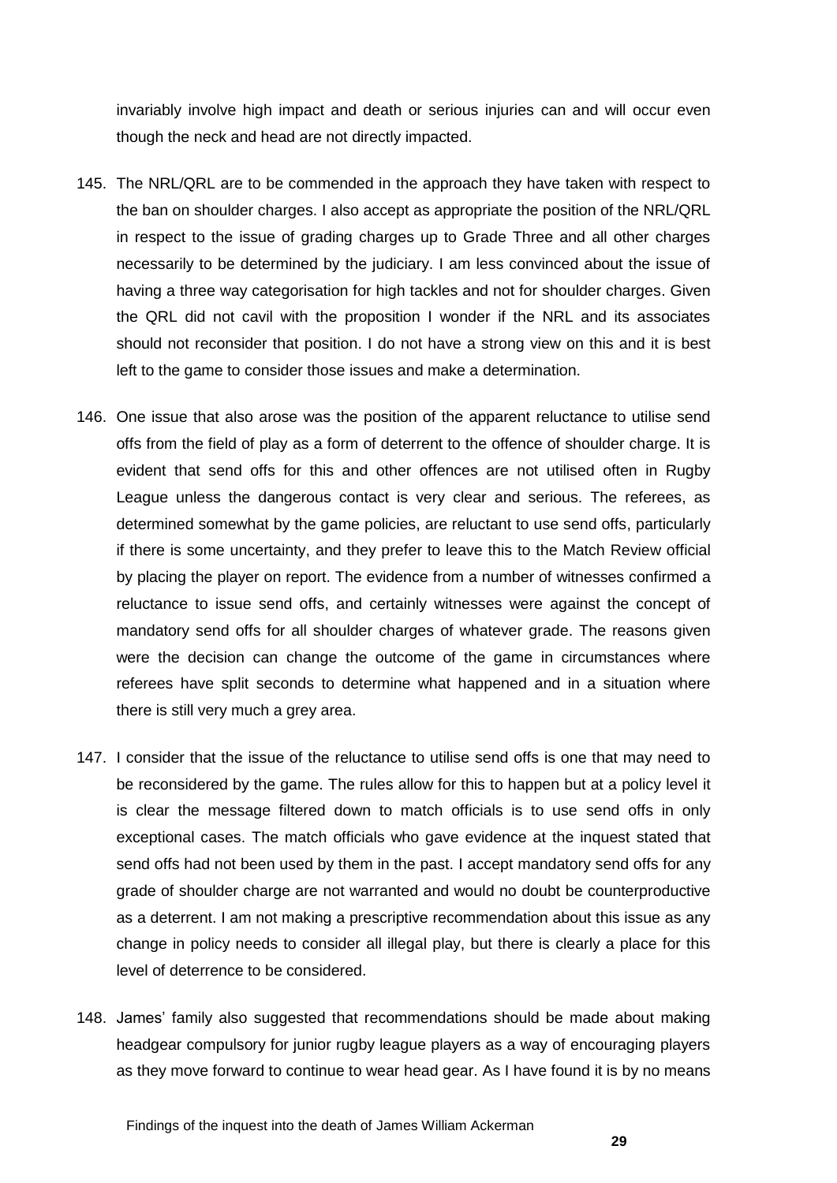invariably involve high impact and death or serious injuries can and will occur even though the neck and head are not directly impacted.

145. The NRL/QRL are to be commended in the approach they have taken with respect to the ban on shoulder charges. I also accept as appropriate the position of the NRL/QRL in respect to the issue of grading charges up to Grade Three and all other charges necessarily to be determined by the judiciary. I am less convinced about the issue of having a three way categorisation for high tackles and not for shoulder charges. Given the QRL did not cavil with the proposition I wonder if the NRL and its associates should not reconsider that position. I do not have a strong view on this and it is best left to the game to consider those issues and make a determination.

146. One issue that also arose was the position of the apparent reluctance to utilise send offs from the field of play as a form of deterrent to the offence of shoulder charge. It is evident that send offs for this and other offences are not utilised often in Rugby League unless the dangerous contact is very clear and serious. The referees, as determined somewhat by the game policies, are reluctant to use send offs, particularly if there is some uncertainty, and they prefer to leave this to the Match Review official by placing the player on report. The evidence from a number of witnesses confirmed a reluctance to issue send offs, and certainly witnesses were against the concept of mandatory send offs for all shoulder charges of whatever grade. The reasons given were the decision can change the outcome of the game in circumstances where referees have split seconds to determine what happened and in a situation where there is still very much a grey area.

147. I consider that the issue of the reluctance to utilise send offs is one that may need to be reconsidered by the game. The rules allow for this to happen but at a policy level it is clear the message filtered down to match officials is to use send offs in only exceptional cases. The match officials who gave evidence at the inquest stated that send offs had not been used by them in the past. I accept mandatory send offs for any grade of shoulder charge are not warranted and would no doubt be counterproductive as a deterrent. I am not making a prescriptive recommendation about this issue as any change in policy needs to consider all illegal play, but there is clearly a place for this level of deterrence to be considered.

148. James' family also suggested that recommendations should be made about making headgear compulsory for junior rugby league players as a way of encouraging players as they move forward to continue to wear head gear. As I have found it is by no means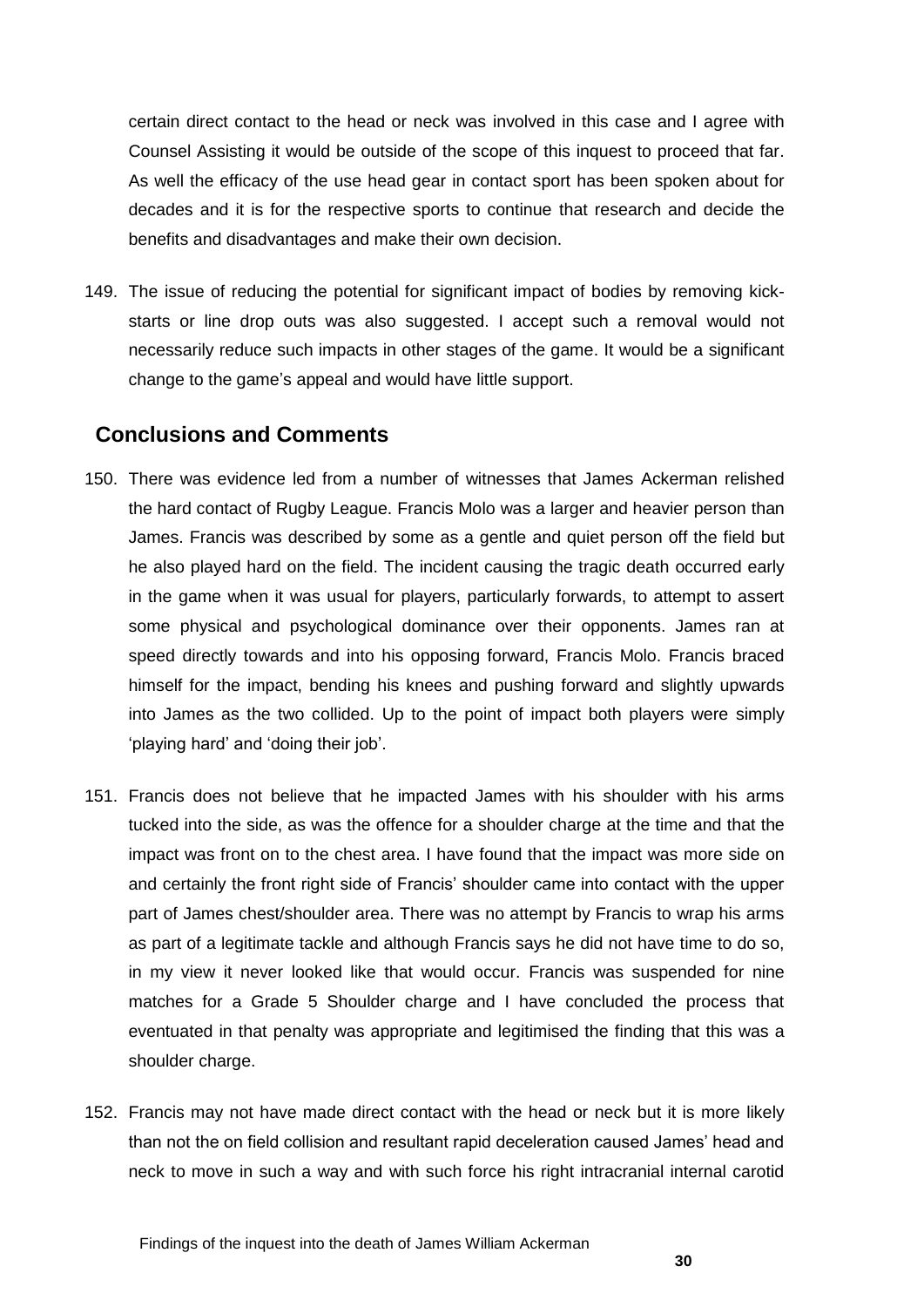certain direct contact to the head or neck was involved in this case and I agree with Counsel Assisting it would be outside of the scope of this inquest to proceed that far. As well the efficacy of the use head gear in contact sport has been spoken about for decades and it is for the respective sports to continue that research and decide the benefits and disadvantages and make their own decision.

149. The issue of reducing the potential for significant impact of bodies by removing kick-starts or line drop outs was also suggested. I accept such a removal would not necessarily reduce such impacts in other stages of the game. It would be a significant change to the game's appeal and would have little support.

## Conclusions and Comments

150. There was evidence led from a number of witnesses that James Ackerman relished the hard contact of Rugby League. Francis Molo was a larger and heavier person than James. Francis was described by some as a gentle and quiet person off the field but he also played hard on the field. The incident causing the tragic death occurred early in the game when it was usual for players, particularly forwards, to attempt to assert some physical and psychological dominance over their opponents. James ran at speed directly towards and into his opposing forward, Francis Molo. Francis braced himself for the impact, bending his knees and pushing forward and slightly upwards into James as the two collided. Up to the point of impact both players were simply 'playing hard' and 'doing their job'.

151. Francis does not believe that he impacted James with his shoulder with his arms tucked into the side, as was the offence for a shoulder charge at the time and that the impact was front on to the chest area. I have found that the impact was more side on and certainly the front right side of Francis' shoulder came into contact with the upper part of James chest/shoulder area. There was no attempt by Francis to wrap his arms as part of a legitimate tackle and although Francis says he did not have time to do so, in my view it never looked like that would occur. Francis was suspended for nine matches for a Grade 5 Shoulder charge and I have concluded the process that eventuated in that penalty was appropriate and legitimised the finding that this was a shoulder charge.

152. Francis may not have made direct contact with the head or neck but it is more likely than not the on field collision and resultant rapid deceleration caused James' head and neck to move in such a way and with such force his right intracranial internal carotid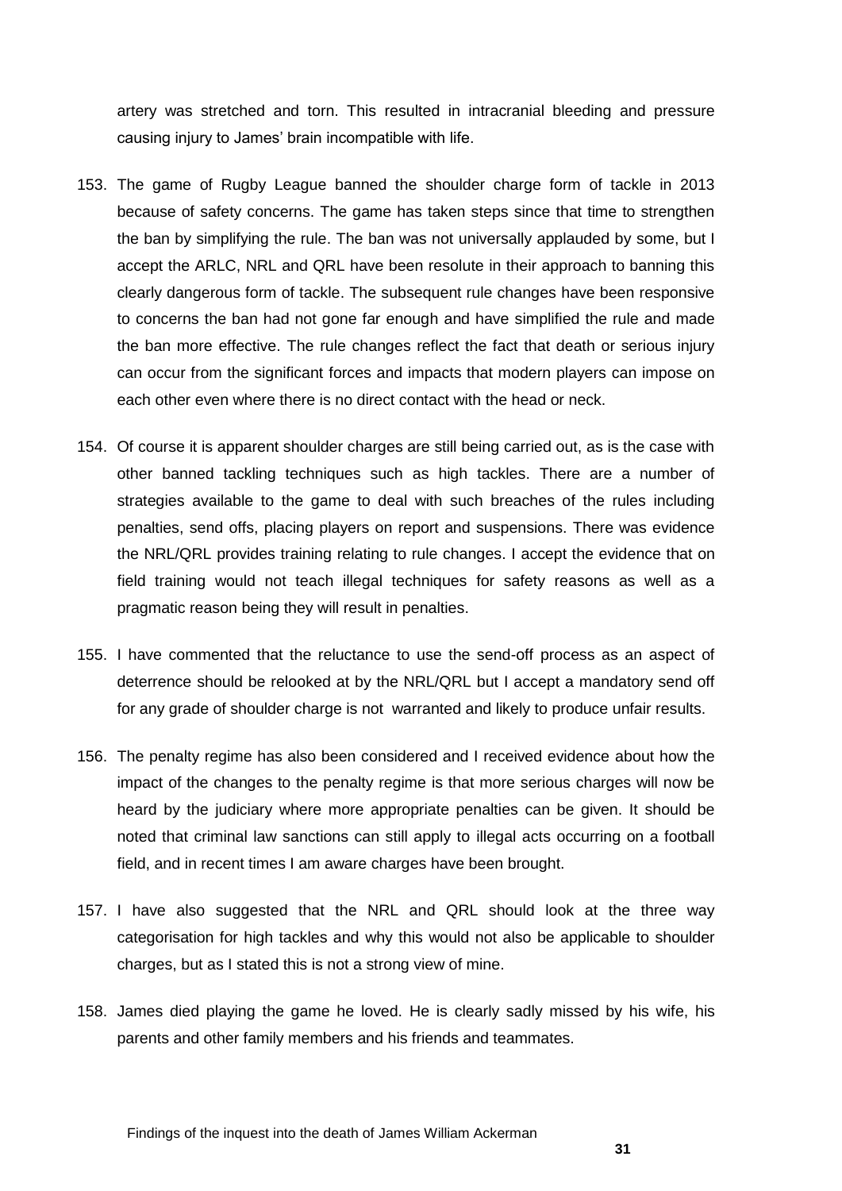artery was stretched and torn. This resulted in intracranial bleeding and pressure causing injury to James' brain incompatible with life.

153. The game of Rugby League banned the shoulder charge form of tackle in 2013 because of safety concerns. The game has taken steps since that time to strengthen the ban by simplifying the rule. The ban was not universally applauded by some, but I accept the ARLC, NRL and QRL have been resolute in their approach to banning this clearly dangerous form of tackle. The subsequent rule changes have been responsive to concerns the ban had not gone far enough and have simplified the rule and made the ban more effective. The rule changes reflect the fact that death or serious injury can occur from the significant forces and impacts that modern players can impose on each other even where there is no direct contact with the head or neck.

154. Of course it is apparent shoulder charges are still being carried out, as is the case with other banned tackling techniques such as high tackles. There are a number of strategies available to the game to deal with such breaches of the rules including penalties, send offs, placing players on report and suspensions. There was evidence the NRL/QRL provides training relating to rule changes. I accept the evidence that on field training would not teach illegal techniques for safety reasons as well as a pragmatic reason being they will result in penalties.

155. I have commented that the reluctance to use the send-off process as an aspect of deterrence should be relooked at by the NRL/QRL but I accept a mandatory send off for any grade of shoulder charge is not warranted and likely to produce unfair results.

156. The penalty regime has also been considered and I received evidence about how the impact of the changes to the penalty regime is that more serious charges will now be heard by the judiciary where more appropriate penalties can be given. It should be noted that criminal law sanctions can still apply to illegal acts occurring on a football field, and in recent times I am aware charges have been brought.

157. I have also suggested that the NRL and QRL should look at the three way categorisation for high tackles and why this would not also be applicable to shoulder charges, but as I stated this is not a strong view of mine.

158. James died playing the game he loved. He is clearly sadly missed by his wife, his parents and other family members and his friends and teammates.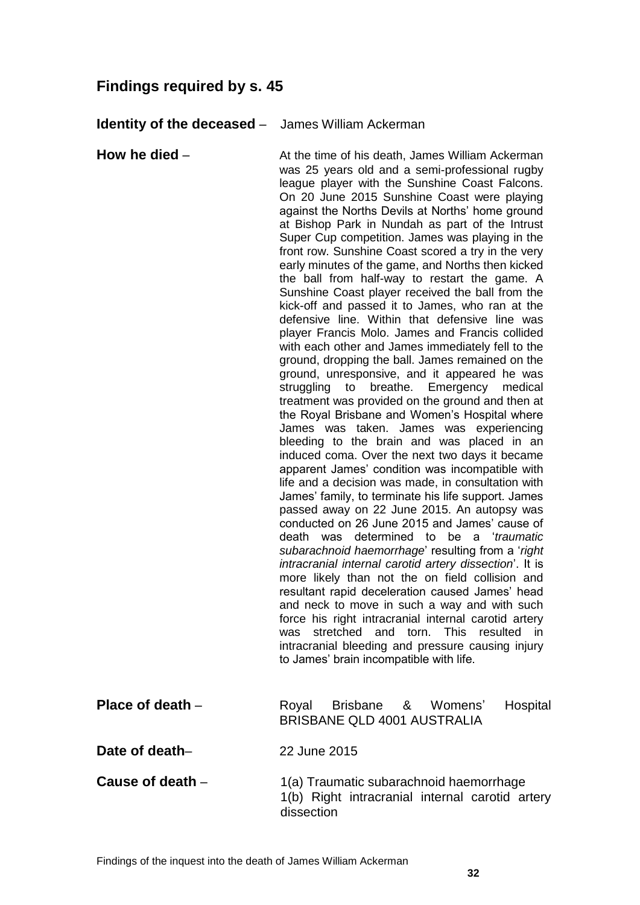## Findings required by s. 45

**Identity of the deceased** – James William Ackerman

**How he died** – At the time of his death, James William Ackerman was 25 years old and a semi-professional rugby league player with the Sunshine Coast Falcons. On 20 June 2015 Sunshine Coast were playing against the Norths Devils at Norths' home ground at Bishop Park in Nundah as part of the Intrust Super Cup competition. James was playing in the front row. Sunshine Coast scored a try in the very early minutes of the game, and Norths then kicked the ball from half-way to restart the game. A Sunshine Coast player received the ball from the kick-off and passed it to James, who ran at the defensive line. Within that defensive line was player Francis Molo. James and Francis collided with each other and James immediately fell to the ground, dropping the ball. James remained on the ground, unresponsive, and it appeared he was struggling to breathe. Emergency medical treatment was provided on the ground and then at the Royal Brisbane and Women's Hospital where James was taken. James was experiencing bleeding to the brain and was placed in an induced coma. Over the next two days it became apparent James' condition was incompatible with life and a decision was made, in consultation with James' family, to terminate his life support. James passed away on 22 June 2015. An autopsy was conducted on 26 June 2015 and James' cause of death was determined to be a '*traumatic subarachnoid haemorrhage*' resulting from a '*right intracranial internal carotid artery dissection*'. It is more likely than not the on field collision and resultant rapid deceleration caused James' head and neck to move in such a way and with such force his right intracranial internal carotid artery was stretched and torn. This resulted in intracranial bleeding and pressure causing injury to James' brain incompatible with life.

**Place of death** – Royal Brisbane & Womens' Hospital BRISBANE QLD 4001 AUSTRALIA

**Date of death**– 22 June 2015

**Cause of death** – 1(a) Traumatic subarachnoid haemorrhage
1(b) Right intracranial internal carotid artery dissection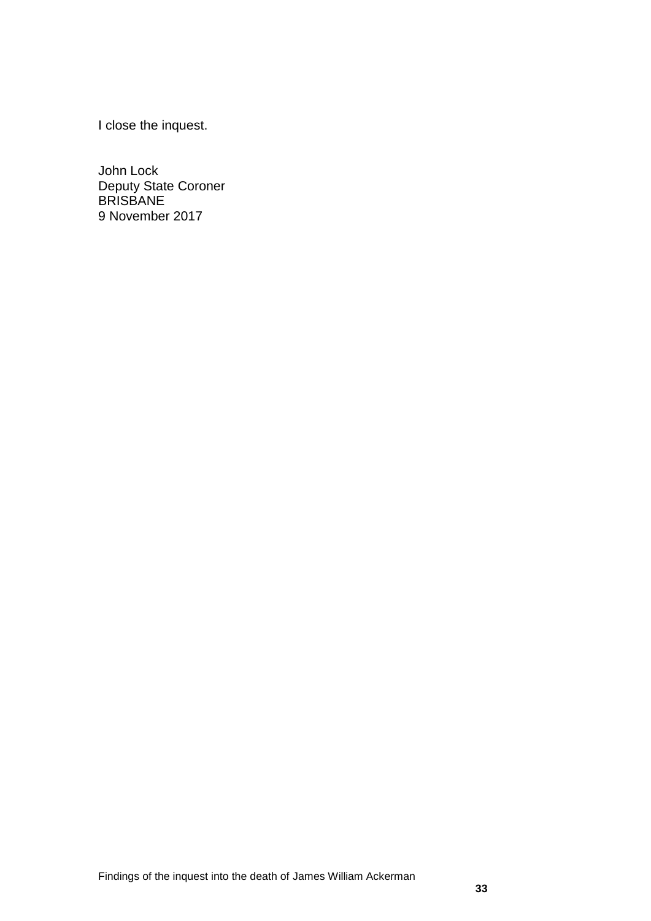I close the inquest.

John Lock
Deputy State Coroner
BRISBANE
9 November 2017